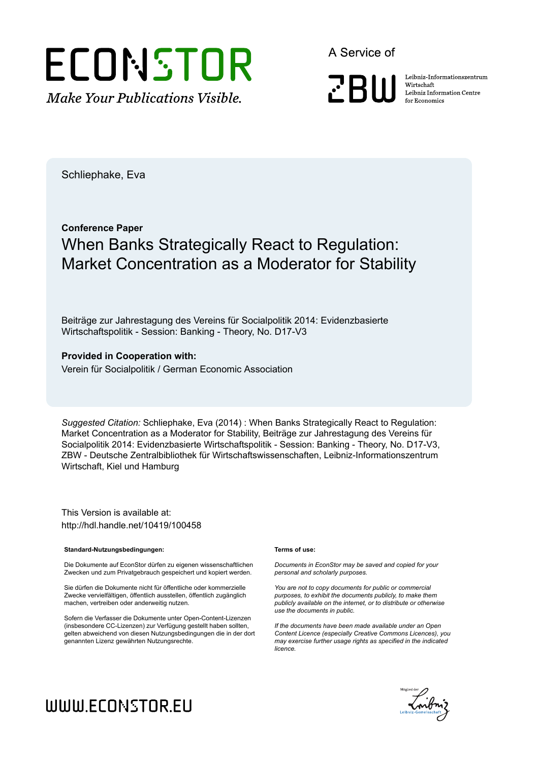ECONSTOR

*Make Your Publications Visible.*

A Service of

ZBW

Leibniz-Informationszentrum Wirtschaft
Leibniz Information Centre for Economics

Schliephake, Eva

**Conference Paper**

# When Banks Strategically React to Regulation: Market Concentration as a Moderator for Stability

Beiträge zur Jahrestagung des Vereins für Socialpolitik 2014: Evidenzbasierte Wirtschaftspolitik - Session: Banking - Theory, No. D17-V3

**Provided in Cooperation with:**

Verein für Socialpolitik / German Economic Association

*Suggested Citation:* Schliephake, Eva (2014) : When Banks Strategically React to Regulation: Market Concentration as a Moderator for Stability, Beiträge zur Jahrestagung des Vereins für Socialpolitik 2014: Evidenzbasierte Wirtschaftspolitik - Session: Banking - Theory, No. D17-V3, ZBW - Deutsche Zentralbibliothek für Wirtschaftswissenschaften, Leibniz-Informationszentrum Wirtschaft, Kiel und Hamburg

This Version is available at:
http://hdl.handle.net/10419/100458

**Standard-Nutzungsbedingungen:**

Die Dokumente auf EconStor dürfen zu eigenen wissenschaftlichen Zwecken und zum Privatgebrauch gespeichert und kopiert werden.

Sie dürfen die Dokumente nicht für öffentliche oder kommerzielle Zwecke vervielfältigen, öffentlich ausstellen, öffentlich zugänglich machen, vertreiben oder anderweitig nutzen.

Sofern die Verfasser die Dokumente unter Open-Content-Lizenzen (insbesondere CC-Lizenzen) zur Verfügung gestellt haben sollten, gelten abweichend von diesen Nutzungsbedingungen die in der dort genannten Lizenz gewährten Nutzungsrechte.

**Terms of use:**

*Documents in EconStor may be saved and copied for your personal and scholarly purposes.*

*You are not to copy documents for public or commercial purposes, to exhibit the documents publicly, to make them publicly available on the internet, or to distribute or otherwise use the documents in public.*

*If the documents have been made available under an Open Content Licence (especially Creative Commons Licences), you may exercise further usage rights as specified in the indicated licence.*

WWW.ECONSTOR.EU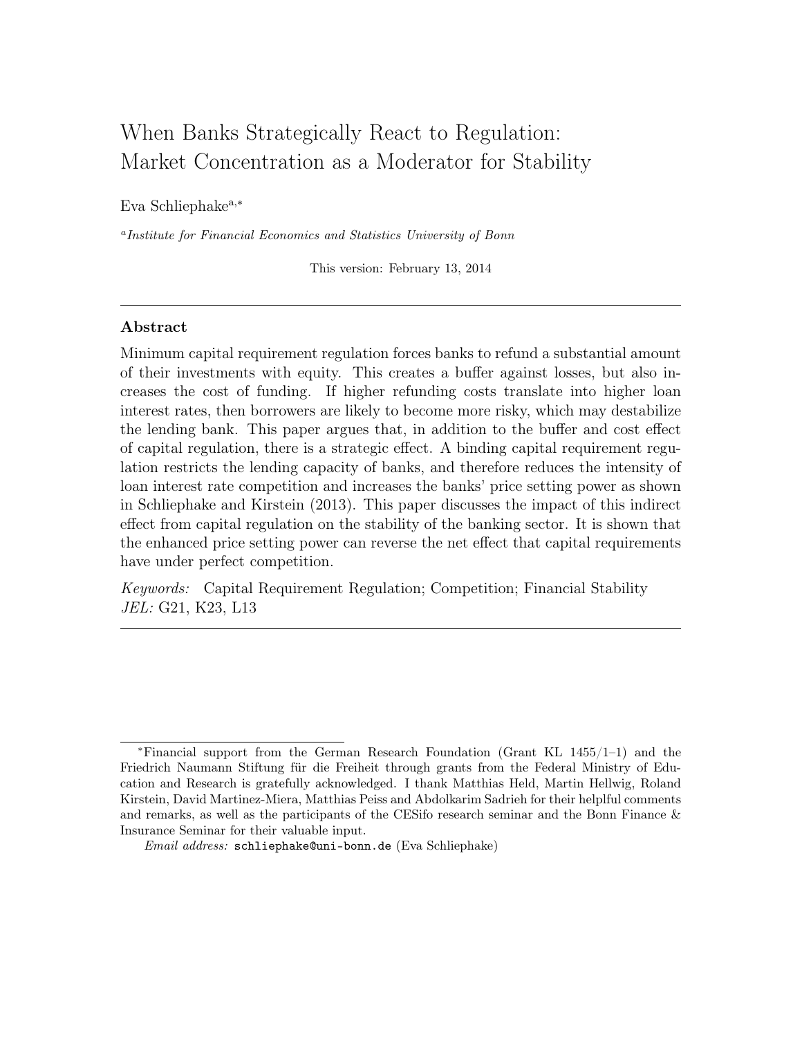# When Banks Strategically React to Regulation: Market Concentration as a Moderator for Stability

Eva Schliephake[a,*]

[a] *Institute for Financial Economics and Statistics University of Bonn*

This version: February 13, 2014

---

## Abstract

Minimum capital requirement regulation forces banks to refund a substantial amount of their investments with equity. This creates a buffer against losses, but also increases the cost of funding. If higher refunding costs translate into higher loan interest rates, then borrowers are likely to become more risky, which may destabilize the lending bank. This paper argues that, in addition to the buffer and cost effect of capital regulation, there is a strategic effect. A binding capital requirement regulation restricts the lending capacity of banks, and therefore reduces the intensity of loan interest rate competition and increases the banks' price setting power as shown in Schliephake and Kirstein (2013). This paper discusses the impact of this indirect effect from capital regulation on the stability of the banking sector. It is shown that the enhanced price setting power can reverse the net effect that capital requirements have under perfect competition.

*Keywords:* Capital Requirement Regulation; Competition; Financial Stability
*JEL:* G21, K23, L13

---

[*] Financial support from the German Research Foundation (Grant KL 1455/1–1) and the Friedrich Naumann Stiftung für die Freiheit through grants from the Federal Ministry of Education and Research is gratefully acknowledged. I thank Matthias Held, Martin Hellwig, Roland Kirstein, David Martinez-Miera, Matthias Peiss and Abdolkarim Sadrieh for their helplful comments and remarks, as well as the participants of the CESifo research seminar and the Bonn Finance & Insurance Seminar for their valuable input.

*Email address:* schliephake@uni-bonn.de (Eva Schliephake)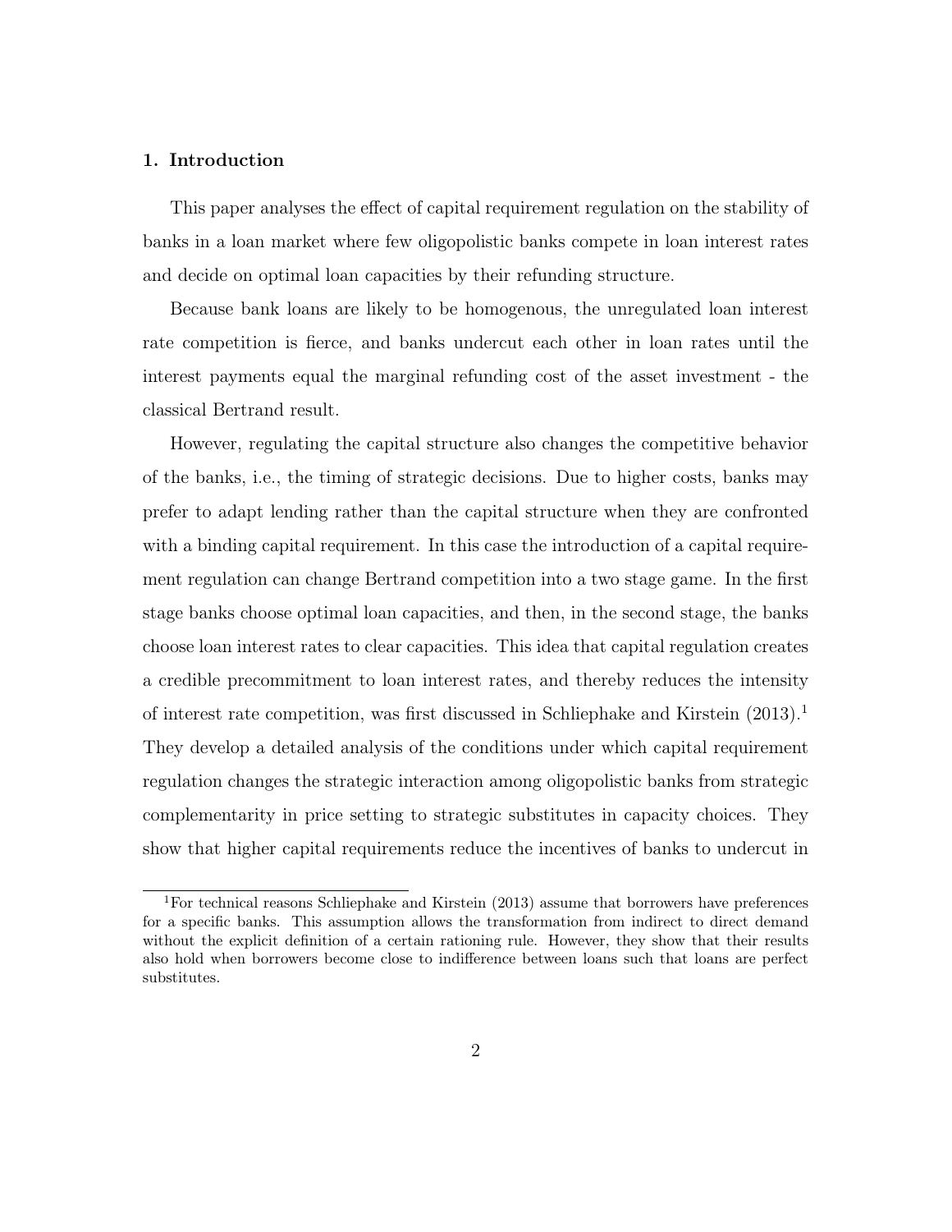## 1. Introduction

This paper analyses the effect of capital requirement regulation on the stability of banks in a loan market where few oligopolistic banks compete in loan interest rates and decide on optimal loan capacities by their refunding structure.

Because bank loans are likely to be homogenous, the unregulated loan interest rate competition is fierce, and banks undercut each other in loan rates until the interest payments equal the marginal refunding cost of the asset investment - the classical Bertrand result.

However, regulating the capital structure also changes the competitive behavior of the banks, i.e., the timing of strategic decisions. Due to higher costs, banks may prefer to adapt lending rather than the capital structure when they are confronted with a binding capital requirement. In this case the introduction of a capital requirement regulation can change Bertrand competition into a two stage game. In the first stage banks choose optimal loan capacities, and then, in the second stage, the banks choose loan interest rates to clear capacities. This idea that capital regulation creates a credible precommitment to loan interest rates, and thereby reduces the intensity of interest rate competition, was first discussed in Schliephake and Kirstein (2013).[1] They develop a detailed analysis of the conditions under which capital requirement regulation changes the strategic interaction among oligopolistic banks from strategic complementarity in price setting to strategic substitutes in capacity choices. They show that higher capital requirements reduce the incentives of banks to undercut in

[1] For technical reasons Schliephake and Kirstein (2013) assume that borrowers have preferences for a specific banks. This assumption allows the transformation from indirect to direct demand without the explicit definition of a certain rationing rule. However, they show that their results also hold when borrowers become close to indifference between loans such that loans are perfect substitutes.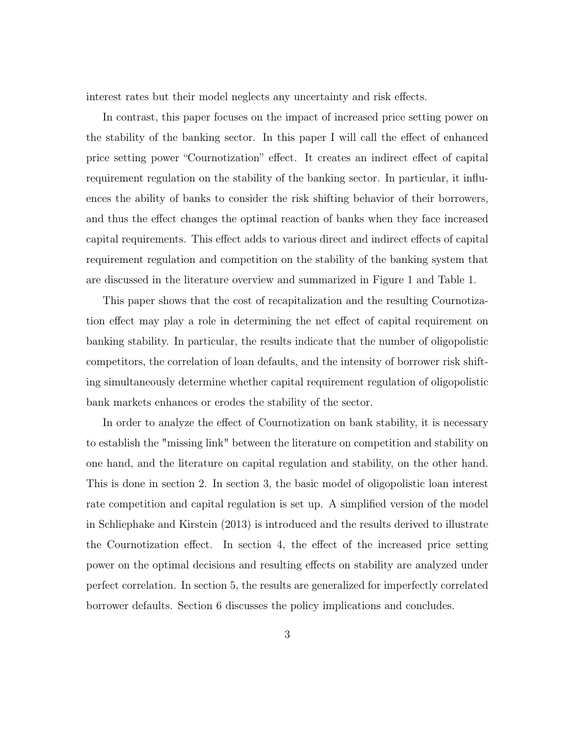interest rates but their model neglects any uncertainty and risk effects.

In contrast, this paper focuses on the impact of increased price setting power on the stability of the banking sector. In this paper I will call the effect of enhanced price setting power "Cournotization" effect. It creates an indirect effect of capital requirement regulation on the stability of the banking sector. In particular, it influences the ability of banks to consider the risk shifting behavior of their borrowers, and thus the effect changes the optimal reaction of banks when they face increased capital requirements. This effect adds to various direct and indirect effects of capital requirement regulation and competition on the stability of the banking system that are discussed in the literature overview and summarized in Figure 1 and Table 1.

This paper shows that the cost of recapitalization and the resulting Cournotization effect may play a role in determining the net effect of capital requirement on banking stability. In particular, the results indicate that the number of oligopolistic competitors, the correlation of loan defaults, and the intensity of borrower risk shifting simultaneously determine whether capital requirement regulation of oligopolistic bank markets enhances or erodes the stability of the sector.

In order to analyze the effect of Cournotization on bank stability, it is necessary to establish the "missing link" between the literature on competition and stability on one hand, and the literature on capital regulation and stability, on the other hand. This is done in section 2. In section 3, the basic model of oligopolistic loan interest rate competition and capital regulation is set up. A simplified version of the model in Schliephake and Kirstein (2013) is introduced and the results derived to illustrate the Cournotization effect. In section 4, the effect of the increased price setting power on the optimal decisions and resulting effects on stability are analyzed under perfect correlation. In section 5, the results are generalized for imperfectly correlated borrower defaults. Section 6 discusses the policy implications and concludes.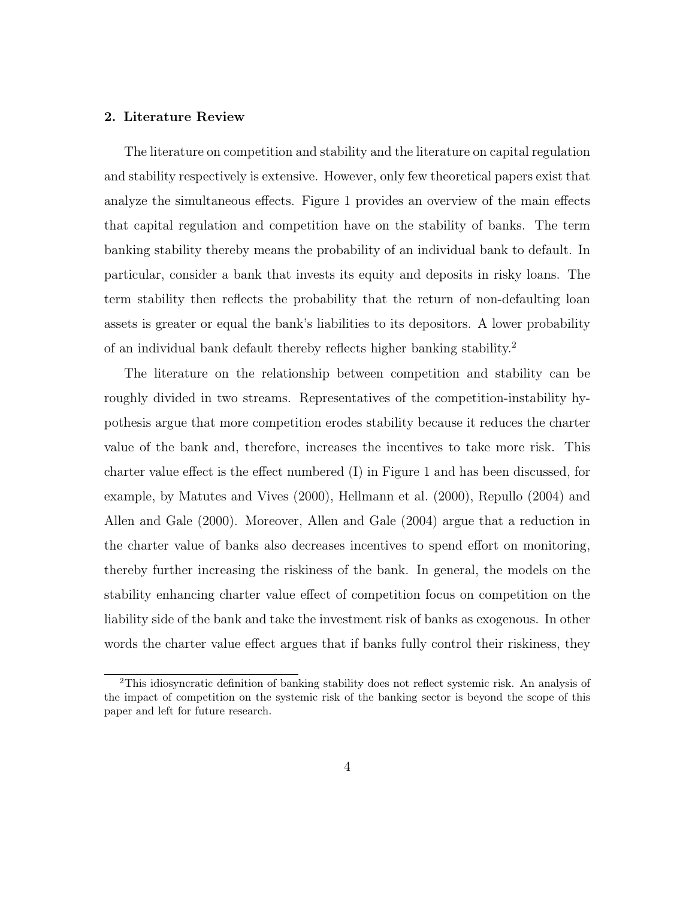## 2. Literature Review

The literature on competition and stability and the literature on capital regulation and stability respectively is extensive. However, only few theoretical papers exist that analyze the simultaneous effects. Figure 1 provides an overview of the main effects that capital regulation and competition have on the stability of banks. The term banking stability thereby means the probability of an individual bank to default. In particular, consider a bank that invests its equity and deposits in risky loans. The term stability then reflects the probability that the return of non-defaulting loan assets is greater or equal the bank's liabilities to its depositors. A lower probability of an individual bank default thereby reflects higher banking stability.[2]

The literature on the relationship between competition and stability can be roughly divided in two streams. Representatives of the competition-instability hypothesis argue that more competition erodes stability because it reduces the charter value of the bank and, therefore, increases the incentives to take more risk. This charter value effect is the effect numbered (I) in Figure 1 and has been discussed, for example, by Matutes and Vives (2000), Hellmann et al. (2000), Repullo (2004) and Allen and Gale (2000). Moreover, Allen and Gale (2004) argue that a reduction in the charter value of banks also decreases incentives to spend effort on monitoring, thereby further increasing the riskiness of the bank. In general, the models on the stability enhancing charter value effect of competition focus on competition on the liability side of the bank and take the investment risk of banks as exogenous. In other words the charter value effect argues that if banks fully control their riskiness, they

[2] This idiosyncratic definition of banking stability does not reflect systemic risk. An analysis of the impact of competition on the systemic risk of the banking sector is beyond the scope of this paper and left for future research.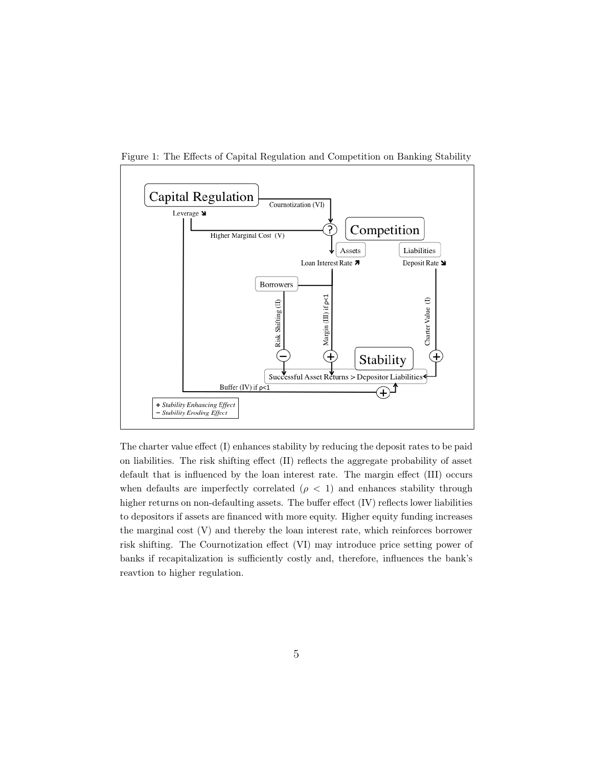Figure 1: The Effects of Capital Regulation and Competition on Banking Stability

The charter value effect (I) enhances stability by reducing the deposit rates to be paid on liabilities. The risk shifting effect (II) reflects the aggregate probability of asset default that is influenced by the loan interest rate. The margin effect (III) occurs when defaults are imperfectly correlated ($\rho < 1$) and enhances stability through higher returns on non-defaulting assets. The buffer effect (IV) reflects lower liabilities to depositors if assets are financed with more equity. Higher equity funding increases the marginal cost (V) and thereby the loan interest rate, which reinforces borrower risk shifting. The Cournotization effect (VI) may introduce price setting power of banks if recapitalization is sufficiently costly and, therefore, influences the bank's reavtion to higher regulation.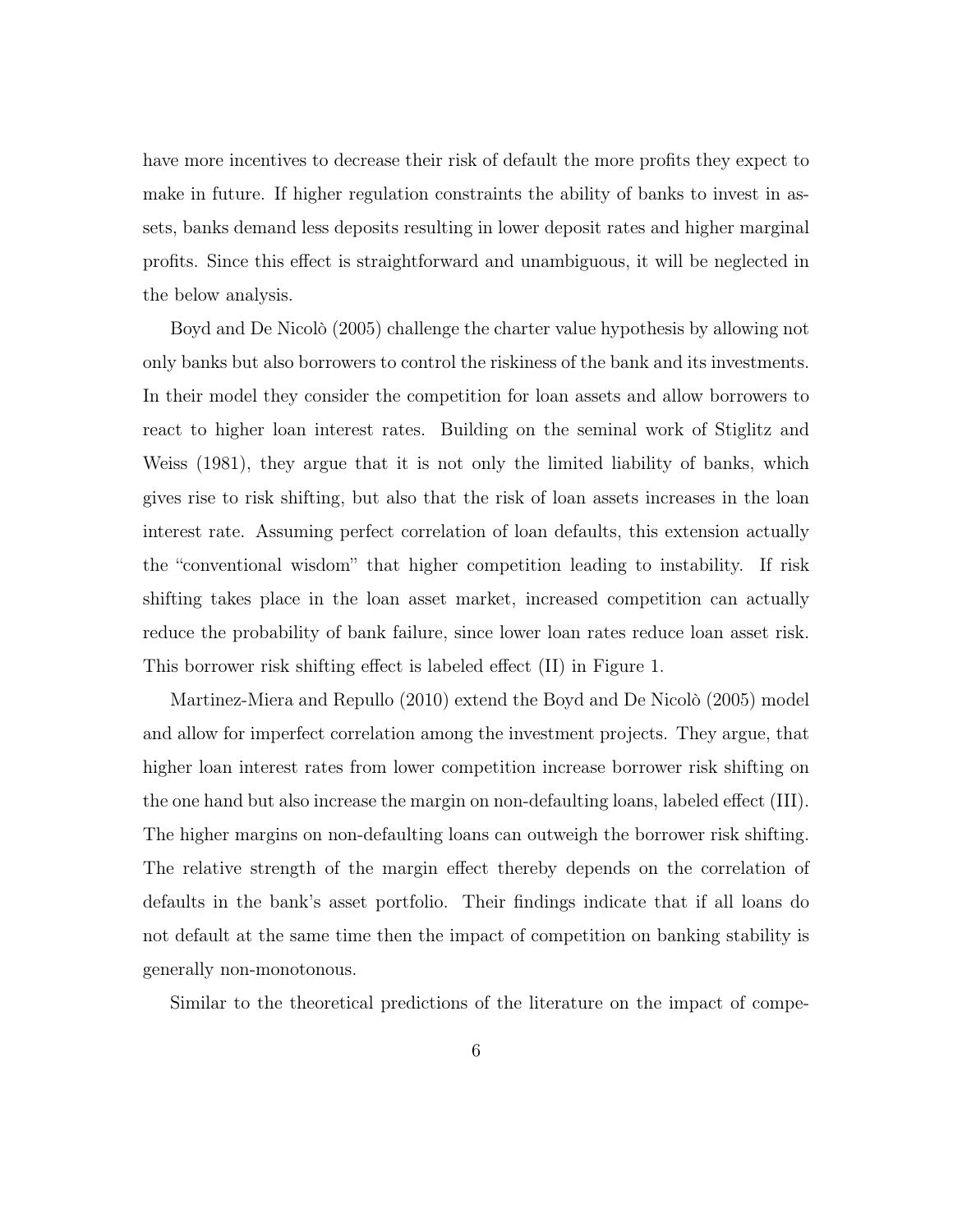have more incentives to decrease their risk of default the more profits they expect to make in future. If higher regulation constraints the ability of banks to invest in assets, banks demand less deposits resulting in lower deposit rates and higher marginal profits. Since this effect is straightforward and unambiguous, it will be neglected in the below analysis.

Boyd and De Nicolò (2005) challenge the charter value hypothesis by allowing not only banks but also borrowers to control the riskiness of the bank and its investments. In their model they consider the competition for loan assets and allow borrowers to react to higher loan interest rates. Building on the seminal work of Stiglitz and Weiss (1981), they argue that it is not only the limited liability of banks, which gives rise to risk shifting, but also that the risk of loan assets increases in the loan interest rate. Assuming perfect correlation of loan defaults, this extension actually the "conventional wisdom" that higher competition leading to instability. If risk shifting takes place in the loan asset market, increased competition can actually reduce the probability of bank failure, since lower loan rates reduce loan asset risk. This borrower risk shifting effect is labeled effect (II) in Figure 1.

Martinez-Miera and Repullo (2010) extend the Boyd and De Nicolò (2005) model and allow for imperfect correlation among the investment projects. They argue, that higher loan interest rates from lower competition increase borrower risk shifting on the one hand but also increase the margin on non-defaulting loans, labeled effect (III). The higher margins on non-defaulting loans can outweigh the borrower risk shifting. The relative strength of the margin effect thereby depends on the correlation of defaults in the bank's asset portfolio. Their findings indicate that if all loans do not default at the same time then the impact of competition on banking stability is generally non-monotonous.

Similar to the theoretical predictions of the literature on the impact of compe-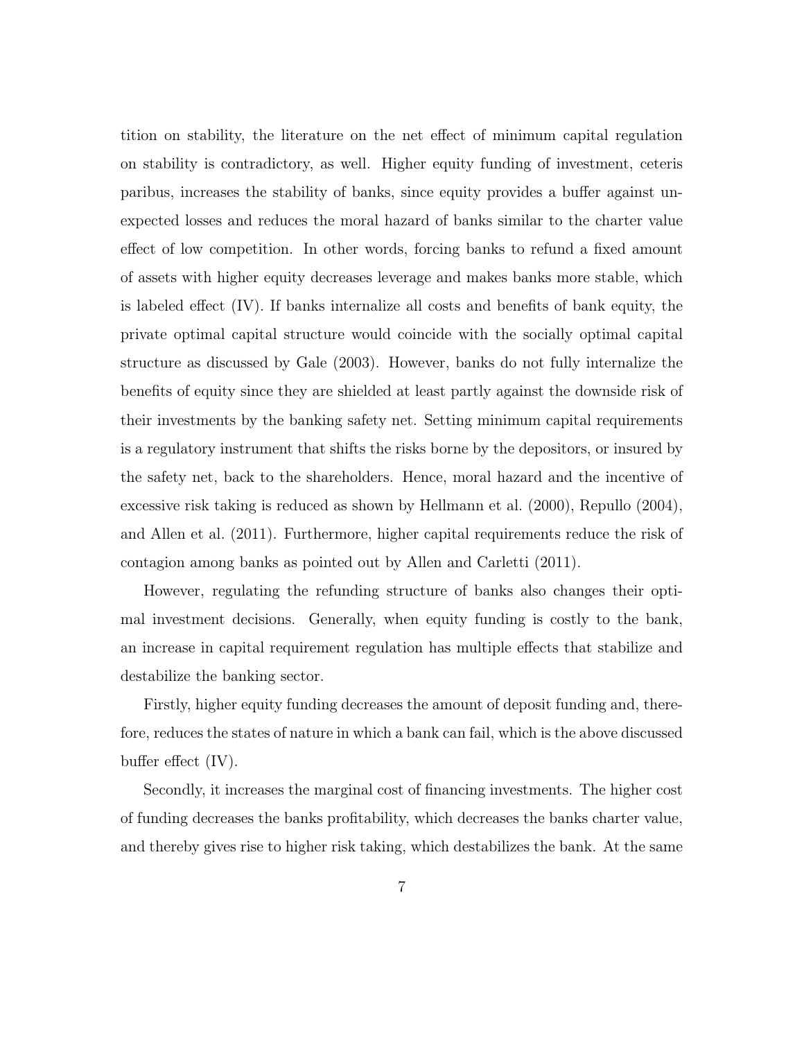tition on stability, the literature on the net effect of minimum capital regulation on stability is contradictory, as well. Higher equity funding of investment, ceteris paribus, increases the stability of banks, since equity provides a buffer against unexpected losses and reduces the moral hazard of banks similar to the charter value effect of low competition. In other words, forcing banks to refund a fixed amount of assets with higher equity decreases leverage and makes banks more stable, which is labeled effect (IV). If banks internalize all costs and benefits of bank equity, the private optimal capital structure would coincide with the socially optimal capital structure as discussed by Gale (2003). However, banks do not fully internalize the benefits of equity since they are shielded at least partly against the downside risk of their investments by the banking safety net. Setting minimum capital requirements is a regulatory instrument that shifts the risks borne by the depositors, or insured by the safety net, back to the shareholders. Hence, moral hazard and the incentive of excessive risk taking is reduced as shown by Hellmann et al. (2000), Repullo (2004), and Allen et al. (2011). Furthermore, higher capital requirements reduce the risk of contagion among banks as pointed out by Allen and Carletti (2011).

However, regulating the refunding structure of banks also changes their optimal investment decisions. Generally, when equity funding is costly to the bank, an increase in capital requirement regulation has multiple effects that stabilize and destabilize the banking sector.

Firstly, higher equity funding decreases the amount of deposit funding and, therefore, reduces the states of nature in which a bank can fail, which is the above discussed buffer effect (IV).

Secondly, it increases the marginal cost of financing investments. The higher cost of funding decreases the banks profitability, which decreases the banks charter value, and thereby gives rise to higher risk taking, which destabilizes the bank. At the same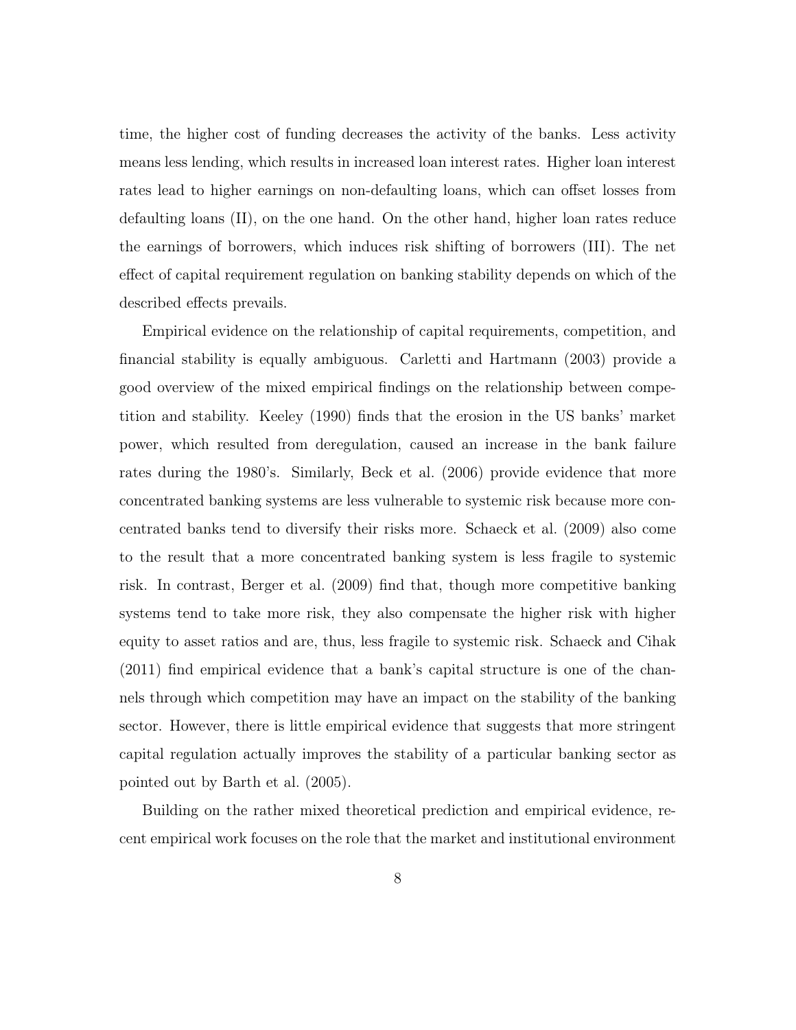time, the higher cost of funding decreases the activity of the banks. Less activity means less lending, which results in increased loan interest rates. Higher loan interest rates lead to higher earnings on non-defaulting loans, which can offset losses from defaulting loans (II), on the one hand. On the other hand, higher loan rates reduce the earnings of borrowers, which induces risk shifting of borrowers (III). The net effect of capital requirement regulation on banking stability depends on which of the described effects prevails.

Empirical evidence on the relationship of capital requirements, competition, and financial stability is equally ambiguous. Carletti and Hartmann (2003) provide a good overview of the mixed empirical findings on the relationship between competition and stability. Keeley (1990) finds that the erosion in the US banks' market power, which resulted from deregulation, caused an increase in the bank failure rates during the 1980's. Similarly, Beck et al. (2006) provide evidence that more concentrated banking systems are less vulnerable to systemic risk because more concentrated banks tend to diversify their risks more. Schaeck et al. (2009) also come to the result that a more concentrated banking system is less fragile to systemic risk. In contrast, Berger et al. (2009) find that, though more competitive banking systems tend to take more risk, they also compensate the higher risk with higher equity to asset ratios and are, thus, less fragile to systemic risk. Schaeck and Cihak (2011) find empirical evidence that a bank's capital structure is one of the channels through which competition may have an impact on the stability of the banking sector. However, there is little empirical evidence that suggests that more stringent capital regulation actually improves the stability of a particular banking sector as pointed out by Barth et al. (2005).

Building on the rather mixed theoretical prediction and empirical evidence, recent empirical work focuses on the role that the market and institutional environment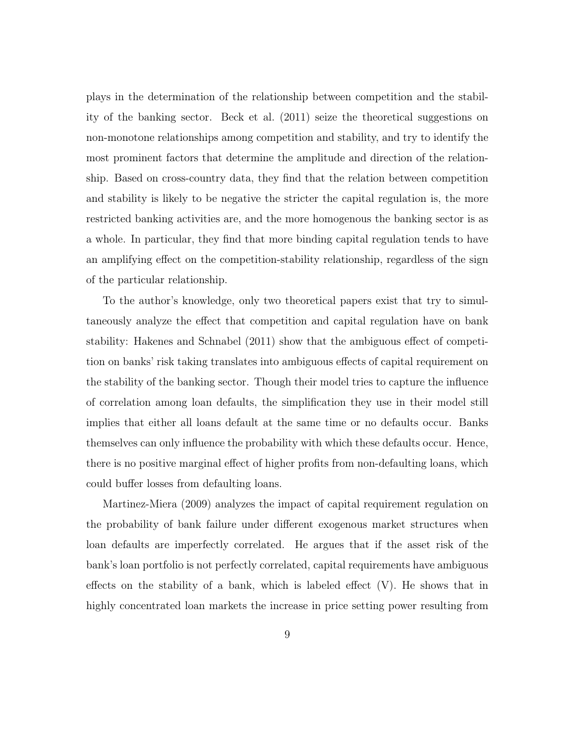plays in the determination of the relationship between competition and the stability of the banking sector. Beck et al. (2011) seize the theoretical suggestions on non-monotone relationships among competition and stability, and try to identify the most prominent factors that determine the amplitude and direction of the relationship. Based on cross-country data, they find that the relation between competition and stability is likely to be negative the stricter the capital regulation is, the more restricted banking activities are, and the more homogenous the banking sector is as a whole. In particular, they find that more binding capital regulation tends to have an amplifying effect on the competition-stability relationship, regardless of the sign of the particular relationship.

To the author's knowledge, only two theoretical papers exist that try to simultaneously analyze the effect that competition and capital regulation have on bank stability: Hakenes and Schnabel (2011) show that the ambiguous effect of competition on banks' risk taking translates into ambiguous effects of capital requirement on the stability of the banking sector. Though their model tries to capture the influence of correlation among loan defaults, the simplification they use in their model still implies that either all loans default at the same time or no defaults occur. Banks themselves can only influence the probability with which these defaults occur. Hence, there is no positive marginal effect of higher profits from non-defaulting loans, which could buffer losses from defaulting loans.

Martinez-Miera (2009) analyzes the impact of capital requirement regulation on the probability of bank failure under different exogenous market structures when loan defaults are imperfectly correlated. He argues that if the asset risk of the bank's loan portfolio is not perfectly correlated, capital requirements have ambiguous effects on the stability of a bank, which is labeled effect (V). He shows that in highly concentrated loan markets the increase in price setting power resulting from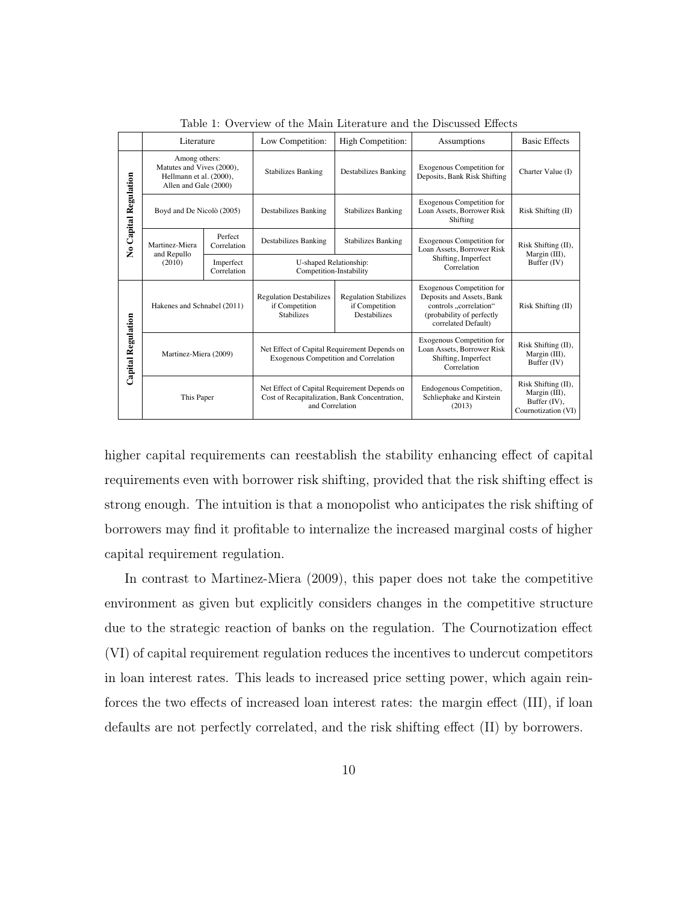Table 1: Overview of the Main Literature and the Discussed Effects

| | Literature | | Low Competition: | High Competition: | Assumptions | Basic Effects |
|---|---|---|---|---|---|---|
| **No Capital Regulation** | Among others: Matutes and Vives (2000), Hellmann et al. (2000), Allen and Gale (2000) | | Stabilizes Banking | Destabilizes Banking | Exogenous Competition for Deposits, Bank Risk Shifting | Charter Value (I) |
| | Boyd and De Nicolò (2005) | | Destabilizes Banking | Stabilizes Banking | Exogenous Competition for Loan Assets, Borrower Risk Shifting | Risk Shifting (II) |
| | Martinez-Miera and Repullo (2010) | Perfect Correlation | Destabilizes Banking | Stabilizes Banking | Exogenous Competition for Loan Assets, Borrower Risk Shifting, Imperfect Correlation | Risk Shifting (II), Margin (III), Buffer (IV) |
| | | Imperfect Correlation | U-shaped Relationship: Competition-Instability | | | |
| **Capital Regulation** | Hakenes and Schnabel (2011) | | Regulation Destabilizes if Competition Stabilizes | Regulation Stabilizes if Competition Destabilizes | Exogenous Competition for Deposits and Assets, Bank controls „correlation" (probability of perfectly correlated Default) | Risk Shifting (II) |
| | Martinez-Miera (2009) | | Net Effect of Capital Requirement Depends on Exogenous Competition and Correlation | | Exogenous Competition for Loan Assets, Borrower Risk Shifting, Imperfect Correlation | Risk Shifting (II), Margin (III), Buffer (IV) |
| | This Paper | | Net Effect of Capital Requirement Depends on Cost of Recapitalization, Bank Concentration, and Correlation | | Endogenous Competition, Schliephake and Kirstein (2013) | Risk Shifting (II), Margin (III), Buffer (IV), Cournotization (VI) |

higher capital requirements can reestablish the stability enhancing effect of capital requirements even with borrower risk shifting, provided that the risk shifting effect is strong enough. The intuition is that a monopolist who anticipates the risk shifting of borrowers may find it profitable to internalize the increased marginal costs of higher capital requirement regulation.

In contrast to Martinez-Miera (2009), this paper does not take the competitive environment as given but explicitly considers changes in the competitive structure due to the strategic reaction of banks on the regulation. The Cournotization effect (VI) of capital requirement regulation reduces the incentives to undercut competitors in loan interest rates. This leads to increased price setting power, which again reinforces the two effects of increased loan interest rates: the margin effect (III), if loan defaults are not perfectly correlated, and the risk shifting effect (II) by borrowers.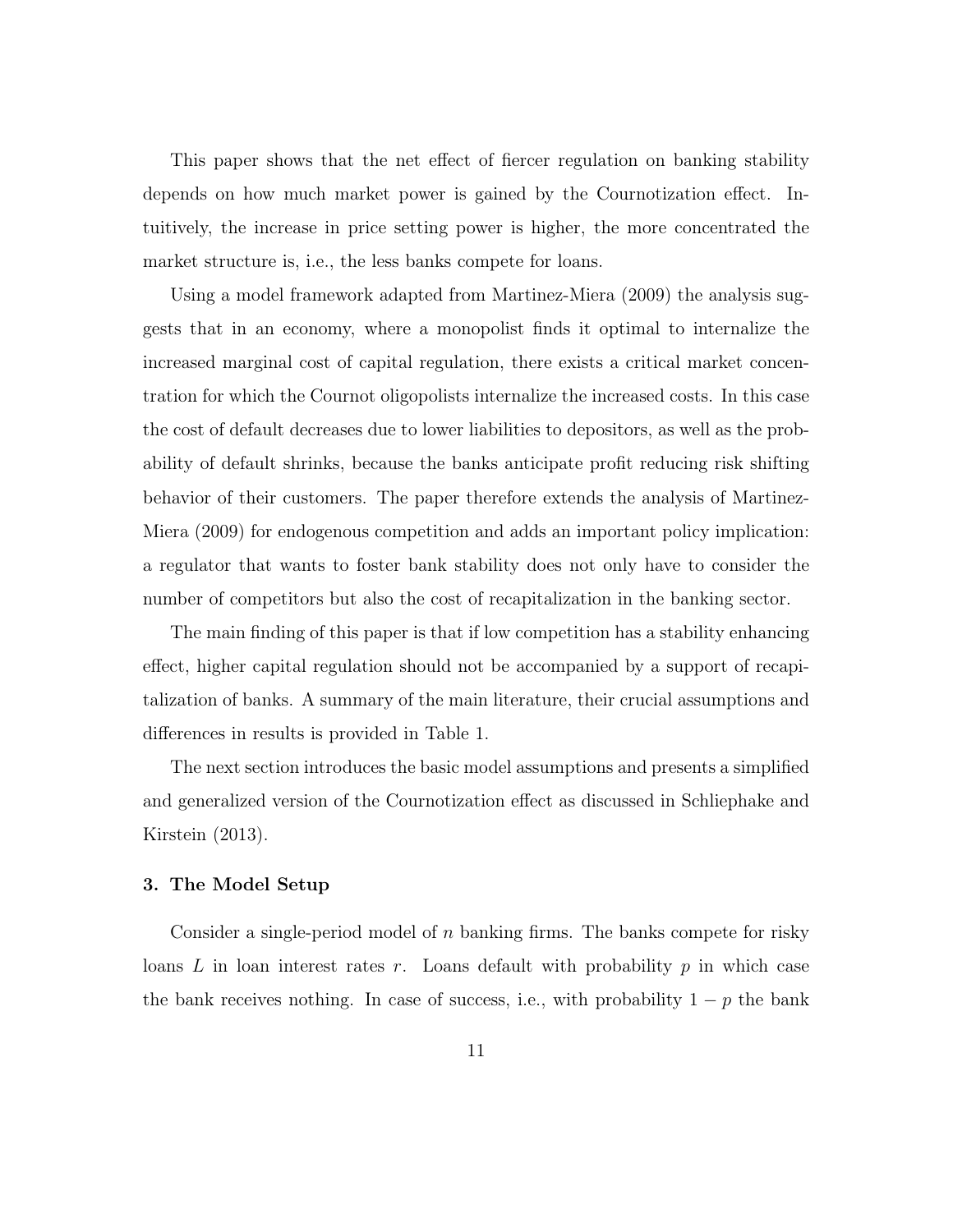This paper shows that the net effect of fiercer regulation on banking stability depends on how much market power is gained by the Cournotization effect. Intuitively, the increase in price setting power is higher, the more concentrated the market structure is, i.e., the less banks compete for loans.

Using a model framework adapted from Martinez-Miera (2009) the analysis suggests that in an economy, where a monopolist finds it optimal to internalize the increased marginal cost of capital regulation, there exists a critical market concentration for which the Cournot oligopolists internalize the increased costs. In this case the cost of default decreases due to lower liabilities to depositors, as well as the probability of default shrinks, because the banks anticipate profit reducing risk shifting behavior of their customers. The paper therefore extends the analysis of Martinez-Miera (2009) for endogenous competition and adds an important policy implication: a regulator that wants to foster bank stability does not only have to consider the number of competitors but also the cost of recapitalization in the banking sector.

The main finding of this paper is that if low competition has a stability enhancing effect, higher capital regulation should not be accompanied by a support of recapitalization of banks. A summary of the main literature, their crucial assumptions and differences in results is provided in Table 1.

The next section introduces the basic model assumptions and presents a simplified and generalized version of the Cournotization effect as discussed in Schliephake and Kirstein (2013).

### 3. The Model Setup

Consider a single-period model of $n$ banking firms. The banks compete for risky loans $L$ in loan interest rates $r$. Loans default with probability $p$ in which case the bank receives nothing. In case of success, i.e., with probability $1 - p$ the bank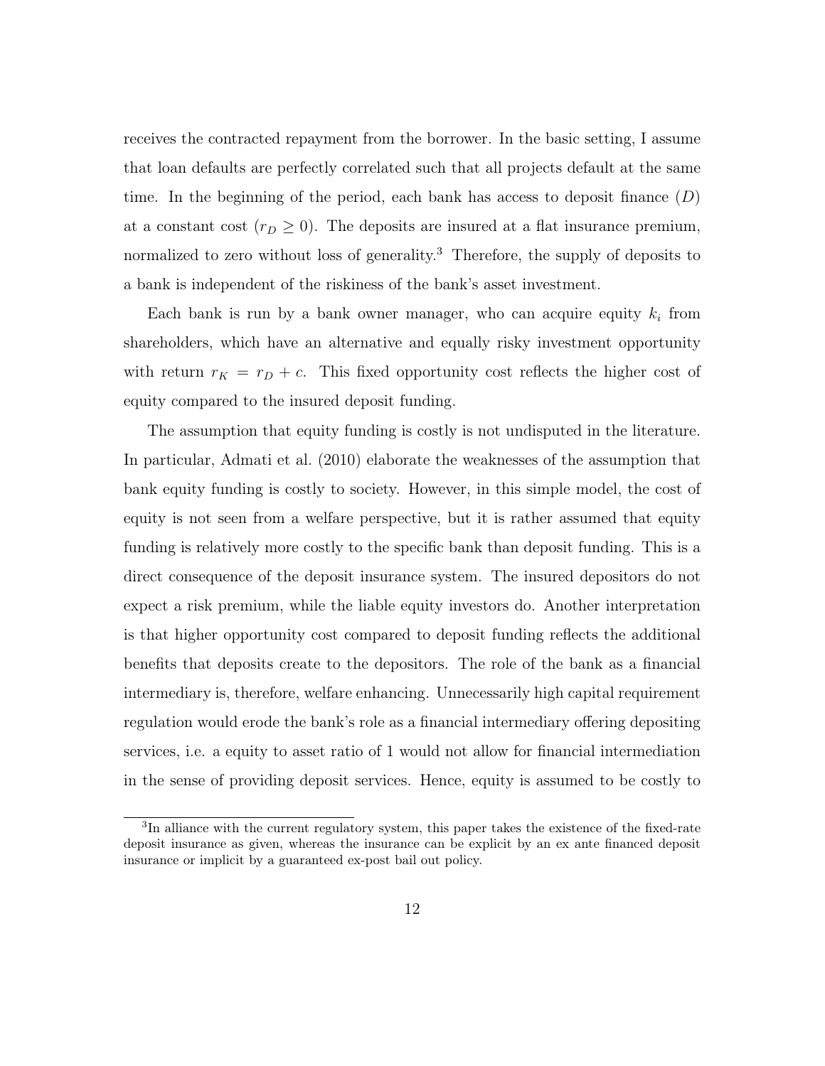receives the contracted repayment from the borrower. In the basic setting, I assume that loan defaults are perfectly correlated such that all projects default at the same time. In the beginning of the period, each bank has access to deposit finance ($D$) at a constant cost ($r_D \geq 0$). The deposits are insured at a flat insurance premium, normalized to zero without loss of generality.[3] Therefore, the supply of deposits to a bank is independent of the riskiness of the bank's asset investment.

Each bank is run by a bank owner manager, who can acquire equity $k_i$ from shareholders, which have an alternative and equally risky investment opportunity with return $r_K = r_D + c$. This fixed opportunity cost reflects the higher cost of equity compared to the insured deposit funding.

The assumption that equity funding is costly is not undisputed in the literature. In particular, Admati et al. (2010) elaborate the weaknesses of the assumption that bank equity funding is costly to society. However, in this simple model, the cost of equity is not seen from a welfare perspective, but it is rather assumed that equity funding is relatively more costly to the specific bank than deposit funding. This is a direct consequence of the deposit insurance system. The insured depositors do not expect a risk premium, while the liable equity investors do. Another interpretation is that higher opportunity cost compared to deposit funding reflects the additional benefits that deposits create to the depositors. The role of the bank as a financial intermediary is, therefore, welfare enhancing. Unnecessarily high capital requirement regulation would erode the bank's role as a financial intermediary offering depositing services, i.e. a equity to asset ratio of 1 would not allow for financial intermediation in the sense of providing deposit services. Hence, equity is assumed to be costly to

[3] In alliance with the current regulatory system, this paper takes the existence of the fixed-rate deposit insurance as given, whereas the insurance can be explicit by an ex ante financed deposit insurance or implicit by a guaranteed ex-post bail out policy.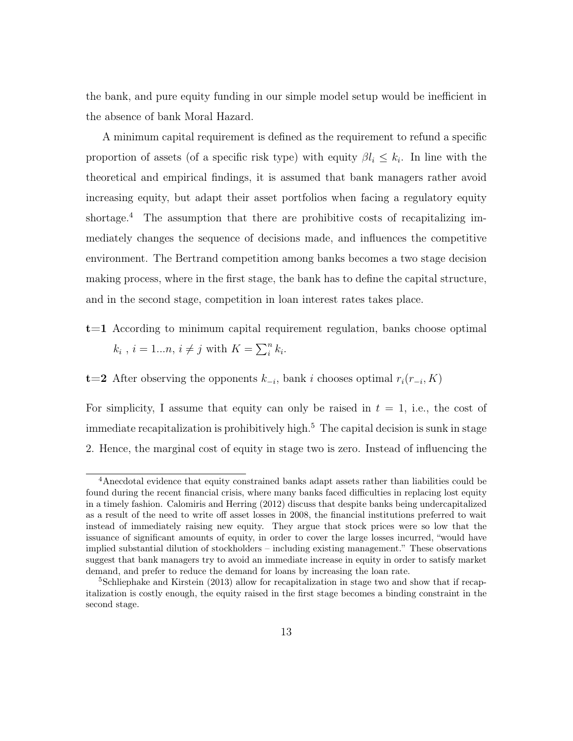the bank, and pure equity funding in our simple model setup would be inefficient in the absence of bank Moral Hazard.

A minimum capital requirement is defined as the requirement to refund a specific proportion of assets (of a specific risk type) with equity $\beta l_i \leq k_i$. In line with the theoretical and empirical findings, it is assumed that bank managers rather avoid increasing equity, but adapt their asset portfolios when facing a regulatory equity shortage.[4] The assumption that there are prohibitive costs of recapitalizing immediately changes the sequence of decisions made, and influences the competitive environment. The Bertrand competition among banks becomes a two stage decision making process, where in the first stage, the bank has to define the capital structure, and in the second stage, competition in loan interest rates takes place.

**t=1** According to minimum capital requirement regulation, banks choose optimal $k_i$ , $i = 1...n$, $i \neq j$ with $K = \sum_i^n k_i$.

**t=2** After observing the opponents $k_{-i}$, bank $i$ chooses optimal $r_i(r_{-i}, K)$

For simplicity, I assume that equity can only be raised in $t = 1$, i.e., the cost of immediate recapitalization is prohibitively high.[5] The capital decision is sunk in stage 2. Hence, the marginal cost of equity in stage two is zero. Instead of influencing the

[4]Anecdotal evidence that equity constrained banks adapt assets rather than liabilities could be found during the recent financial crisis, where many banks faced difficulties in replacing lost equity in a timely fashion. Calomiris and Herring (2012) discuss that despite banks being undercapitalized as a result of the need to write off asset losses in 2008, the financial institutions preferred to wait instead of immediately raising new equity. They argue that stock prices were so low that the issuance of significant amounts of equity, in order to cover the large losses incurred, "would have implied substantial dilution of stockholders – including existing management." These observations suggest that bank managers try to avoid an immediate increase in equity in order to satisfy market demand, and prefer to reduce the demand for loans by increasing the loan rate.

[5]Schliephake and Kirstein (2013) allow for recapitalization in stage two and show that if recapitalization is costly enough, the equity raised in the first stage becomes a binding constraint in the second stage.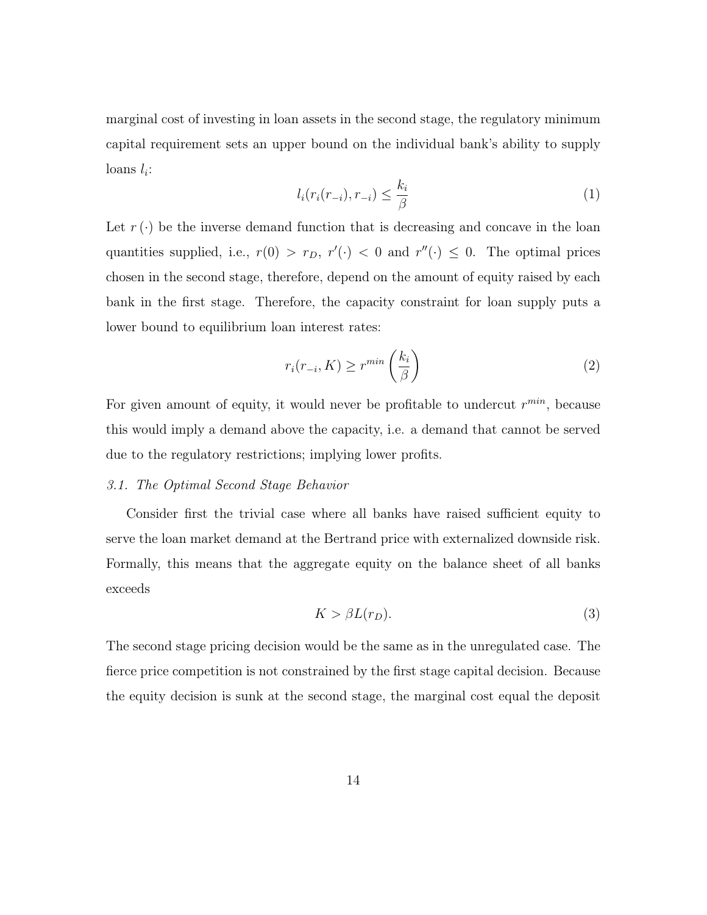marginal cost of investing in loan assets in the second stage, the regulatory minimum capital requirement sets an upper bound on the individual bank's ability to supply loans $l_i$:

$$l_i(r_i(r_{-i}), r_{-i}) \leq \frac{k_i}{\beta} \tag{1}$$

Let $r(\cdot)$ be the inverse demand function that is decreasing and concave in the loan quantities supplied, i.e., $r(0) > r_D$, $r'(\cdot) < 0$ and $r''(\cdot) \leq 0$. The optimal prices chosen in the second stage, therefore, depend on the amount of equity raised by each bank in the first stage. Therefore, the capacity constraint for loan supply puts a lower bound to equilibrium loan interest rates:

$$r_i(r_{-i}, K) \geq r^{min}\left(\frac{k_i}{\beta}\right) \tag{2}$$

For given amount of equity, it would never be profitable to undercut $r^{min}$, because this would imply a demand above the capacity, i.e. a demand that cannot be served due to the regulatory restrictions; implying lower profits.

### *3.1. The Optimal Second Stage Behavior*

Consider first the trivial case where all banks have raised sufficient equity to serve the loan market demand at the Bertrand price with externalized downside risk. Formally, this means that the aggregate equity on the balance sheet of all banks exceeds

$$K > \beta L(r_D). \tag{3}$$

The second stage pricing decision would be the same as in the unregulated case. The fierce price competition is not constrained by the first stage capital decision. Because the equity decision is sunk at the second stage, the marginal cost equal the deposit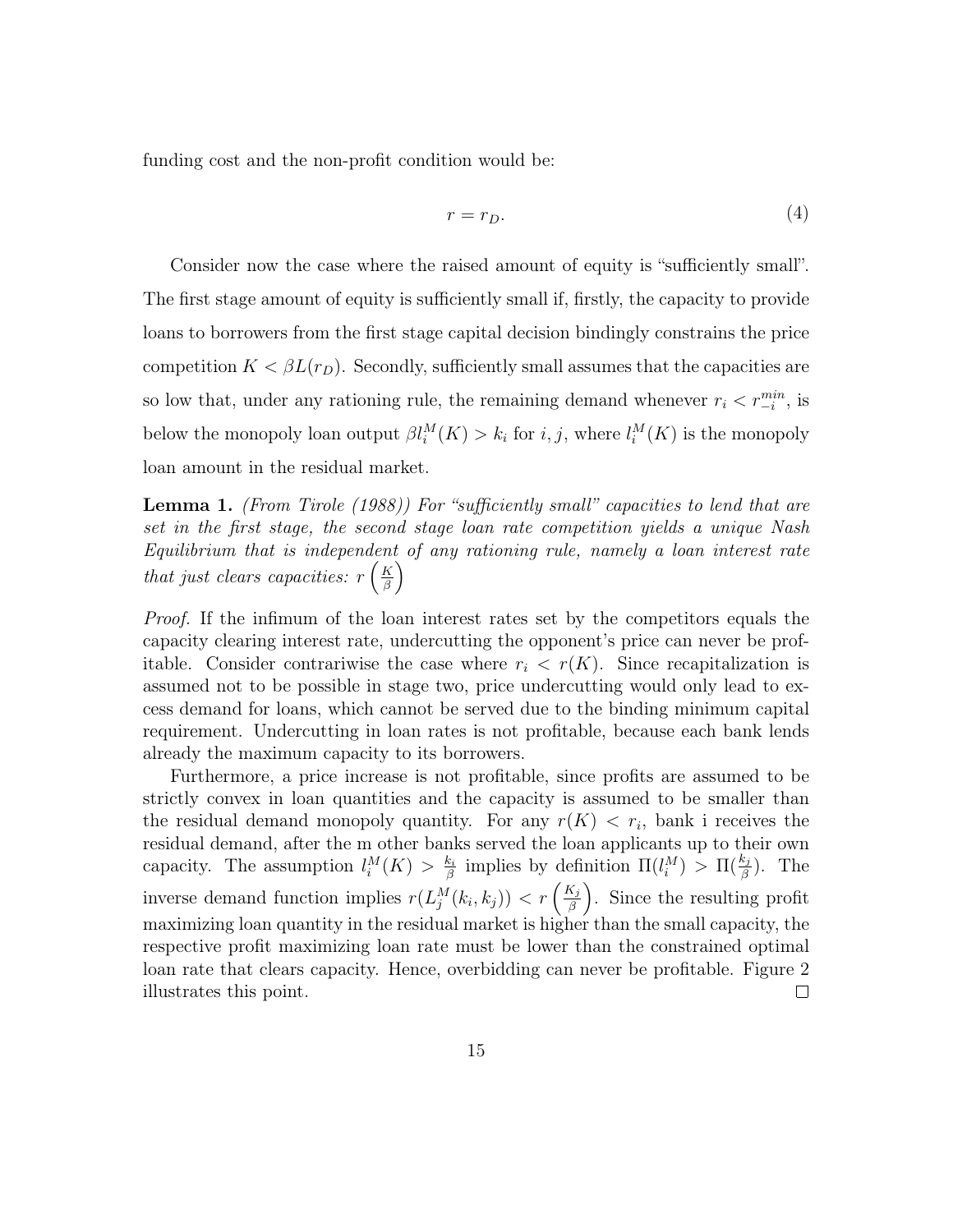funding cost and the non-profit condition would be:

$$r = r_D. \tag{4}$$

Consider now the case where the raised amount of equity is "sufficiently small". The first stage amount of equity is sufficiently small if, firstly, the capacity to provide loans to borrowers from the first stage capital decision bindingly constrains the price competition $K < \beta L(r_D)$. Secondly, sufficiently small assumes that the capacities are so low that, under any rationing rule, the remaining demand whenever $r_i < r_{-i}^{min}$, is below the monopoly loan output $\beta l_i^M(K) > k_i$ for $i, j$, where $l_i^M(K)$ is the monopoly loan amount in the residual market.

**Lemma 1.** *(From Tirole (1988)) For "sufficiently small" capacities to lend that are set in the first stage, the second stage loan rate competition yields a unique Nash Equilibrium that is independent of any rationing rule, namely a loan interest rate that just clears capacities: $r\left(\frac{K}{\beta}\right)$*

*Proof.* If the infimum of the loan interest rates set by the competitors equals the capacity clearing interest rate, undercutting the opponent's price can never be profitable. Consider contrariwise the case where $r_i < r(K)$. Since recapitalization is assumed not to be possible in stage two, price undercutting would only lead to excess demand for loans, which cannot be served due to the binding minimum capital requirement. Undercutting in loan rates is not profitable, because each bank lends already the maximum capacity to its borrowers.

Furthermore, a price increase is not profitable, since profits are assumed to be strictly convex in loan quantities and the capacity is assumed to be smaller than the residual demand monopoly quantity. For any $r(K) < r_i$, bank i receives the residual demand, after the m other banks served the loan applicants up to their own capacity. The assumption $l_i^M(K) > \frac{k_i}{\beta}$ implies by definition $\Pi(l_i^M) > \Pi(\frac{k_j}{\beta})$. The inverse demand function implies $r(L_j^M(k_i, k_j)) < r\left(\frac{K_j}{\beta}\right)$. Since the resulting profit maximizing loan quantity in the residual market is higher than the small capacity, the respective profit maximizing loan rate must be lower than the constrained optimal loan rate that clears capacity. Hence, overbidding can never be profitable. Figure 2 illustrates this point. $\square$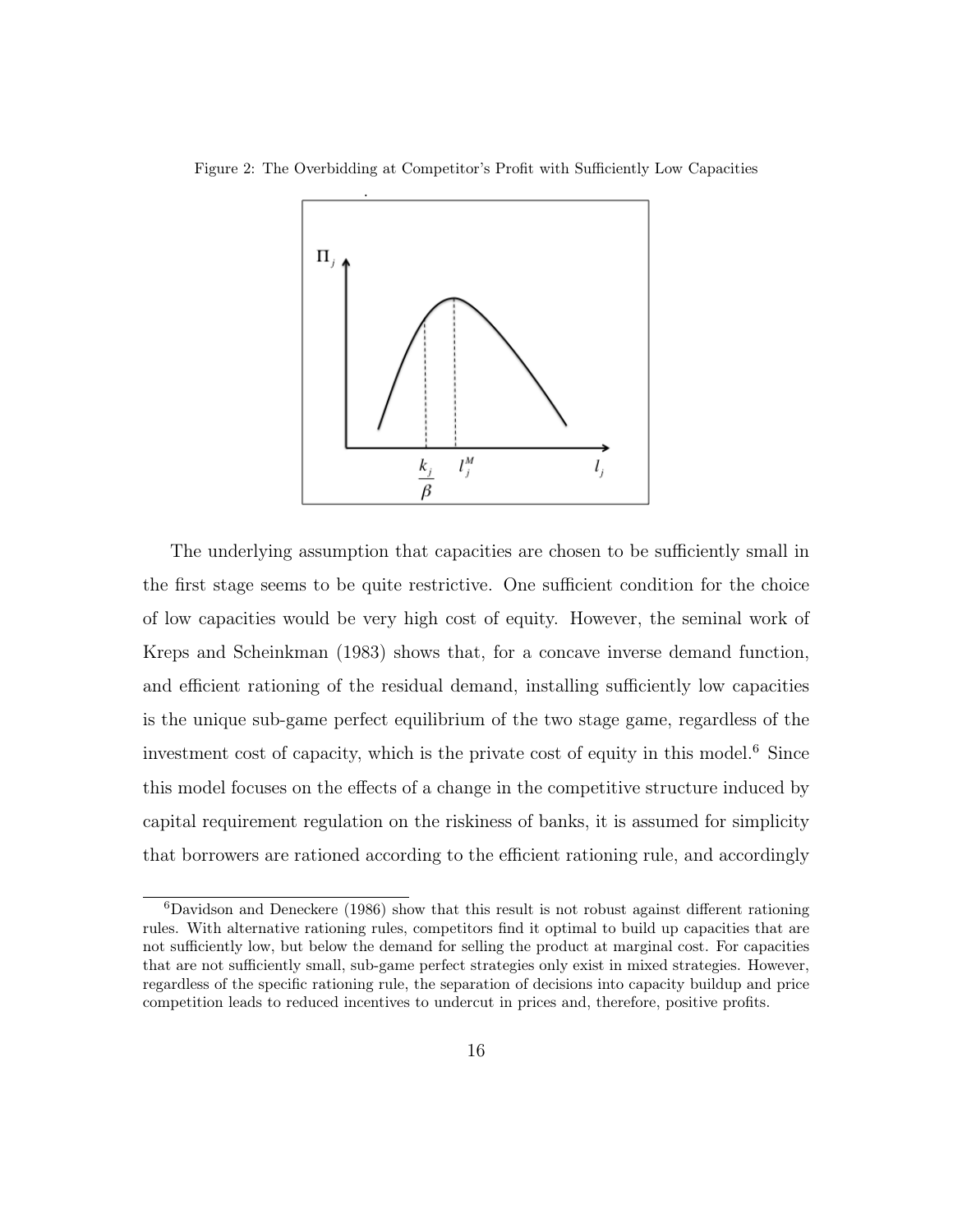Figure 2: The Overbidding at Competitor's Profit with Sufficiently Low Capacities

The underlying assumption that capacities are chosen to be sufficiently small in the first stage seems to be quite restrictive. One sufficient condition for the choice of low capacities would be very high cost of equity. However, the seminal work of Kreps and Scheinkman (1983) shows that, for a concave inverse demand function, and efficient rationing of the residual demand, installing sufficiently low capacities is the unique sub-game perfect equilibrium of the two stage game, regardless of the investment cost of capacity, which is the private cost of equity in this model.[6] Since this model focuses on the effects of a change in the competitive structure induced by capital requirement regulation on the riskiness of banks, it is assumed for simplicity that borrowers are rationed according to the efficient rationing rule, and accordingly

[6]Davidson and Deneckere (1986) show that this result is not robust against different rationing rules. With alternative rationing rules, competitors find it optimal to build up capacities that are not sufficiently low, but below the demand for selling the product at marginal cost. For capacities that are not sufficiently small, sub-game perfect strategies only exist in mixed strategies. However, regardless of the specific rationing rule, the separation of decisions into capacity buildup and price competition leads to reduced incentives to undercut in prices and, therefore, positive profits.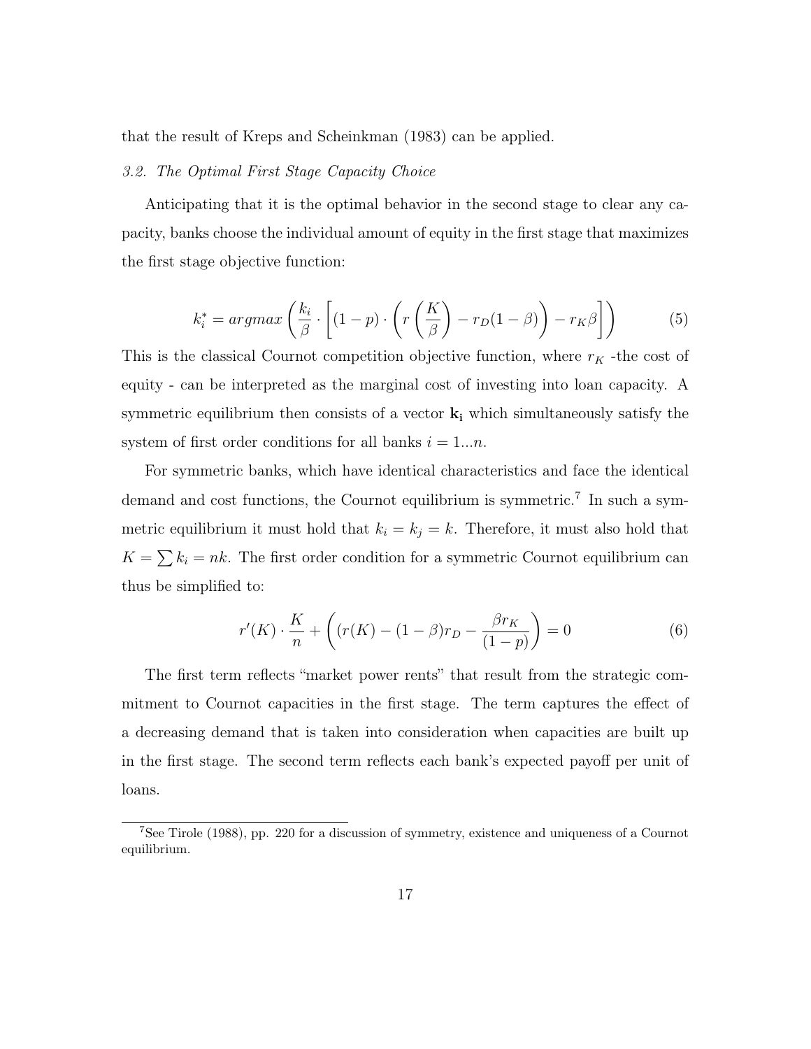that the result of Kreps and Scheinkman (1983) can be applied.

### *3.2. The Optimal First Stage Capacity Choice*

Anticipating that it is the optimal behavior in the second stage to clear any capacity, banks choose the individual amount of equity in the first stage that maximizes the first stage objective function:

$$k_i^* = argmax\left(\frac{k_i}{\beta}\cdot\left[(1-p)\cdot\left(r\left(\frac{K}{\beta}\right)-r_D(1-\beta)\right)-r_K\beta\right]\right) \tag{5}$$

This is the classical Cournot competition objective function, where $r_K$ -the cost of equity - can be interpreted as the marginal cost of investing into loan capacity. A symmetric equilibrium then consists of a vector $\mathbf{k_i}$ which simultaneously satisfy the system of first order conditions for all banks $i = 1...n$.

For symmetric banks, which have identical characteristics and face the identical demand and cost functions, the Cournot equilibrium is symmetric.[7] In such a symmetric equilibrium it must hold that $k_i = k_j = k$. Therefore, it must also hold that $K = \sum k_i = nk$. The first order condition for a symmetric Cournot equilibrium can thus be simplified to:

$$r'(K)\cdot\frac{K}{n}+\left((r(K)-(1-\beta)r_D-\frac{\beta r_K}{(1-p)}\right)=0 \tag{6}$$

The first term reflects "market power rents" that result from the strategic commitment to Cournot capacities in the first stage. The term captures the effect of a decreasing demand that is taken into consideration when capacities are built up in the first stage. The second term reflects each bank's expected payoff per unit of loans.

[7] See Tirole (1988), pp. 220 for a discussion of symmetry, existence and uniqueness of a Cournot equilibrium.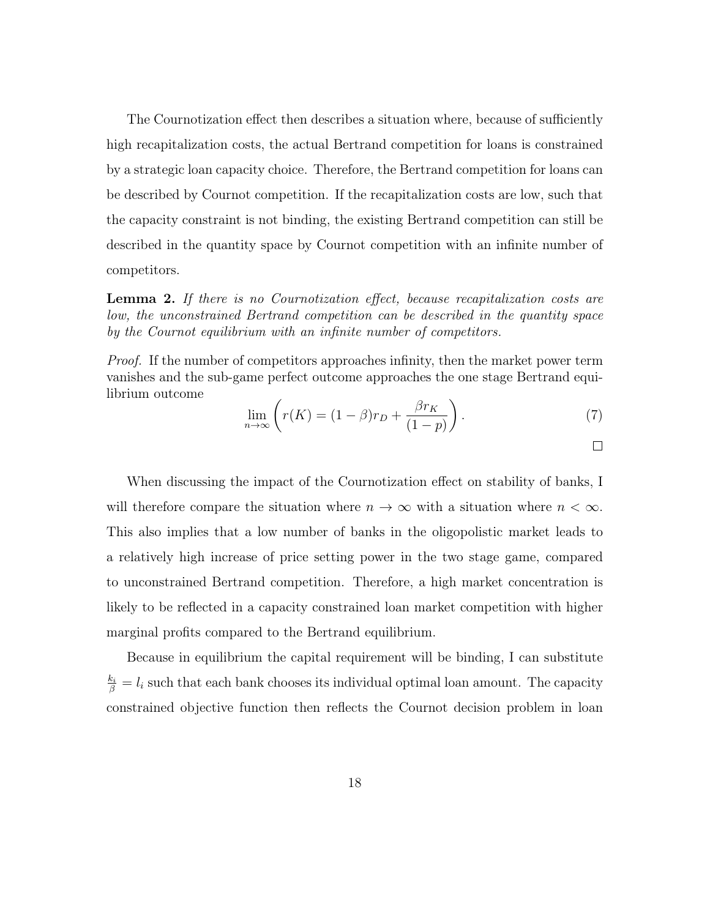The Cournotization effect then describes a situation where, because of sufficiently high recapitalization costs, the actual Bertrand competition for loans is constrained by a strategic loan capacity choice. Therefore, the Bertrand competition for loans can be described by Cournot competition. If the recapitalization costs are low, such that the capacity constraint is not binding, the existing Bertrand competition can still be described in the quantity space by Cournot competition with an infinite number of competitors.

**Lemma 2.** *If there is no Cournotization effect, because recapitalization costs are low, the unconstrained Bertrand competition can be described in the quantity space by the Cournot equilibrium with an infinite number of competitors.*

*Proof.* If the number of competitors approaches infinity, then the market power term vanishes and the sub-game perfect outcome approaches the one stage Bertrand equilibrium outcome

$$\lim_{n \to \infty} \left( r(K) = (1-\beta) r_D + \frac{\beta r_K}{(1-p)} \right). \tag{7}$$

□

When discussing the impact of the Cournotization effect on stability of banks, I will therefore compare the situation where $n \to \infty$ with a situation where $n < \infty$. This also implies that a low number of banks in the oligopolistic market leads to a relatively high increase of price setting power in the two stage game, compared to unconstrained Bertrand competition. Therefore, a high market concentration is likely to be reflected in a capacity constrained loan market competition with higher marginal profits compared to the Bertrand equilibrium.

Because in equilibrium the capital requirement will be binding, I can substitute $\frac{k_i}{\beta} = l_i$ such that each bank chooses its individual optimal loan amount. The capacity constrained objective function then reflects the Cournot decision problem in loan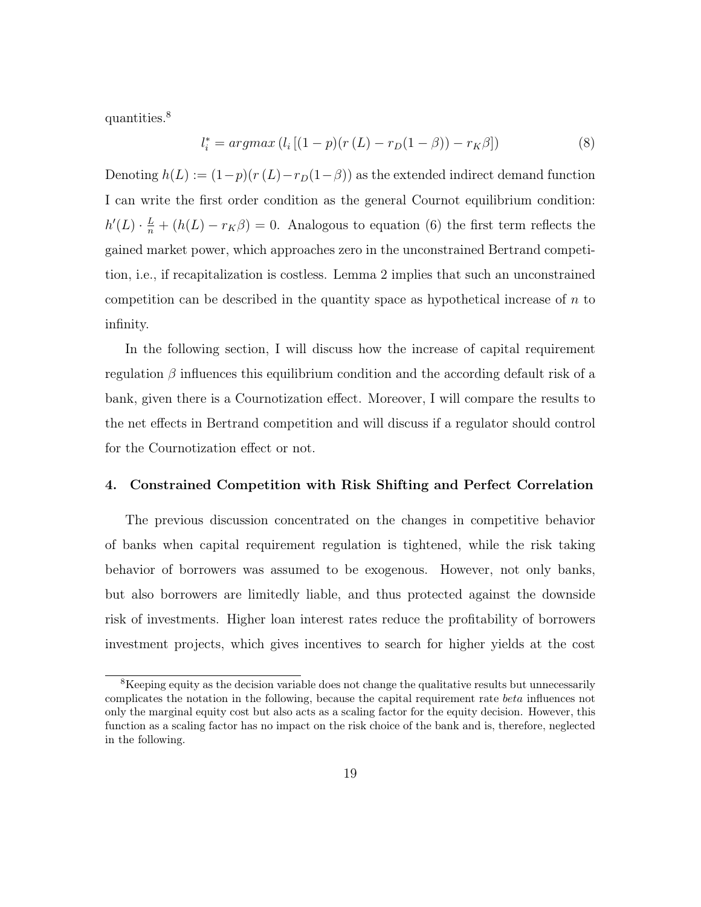quantities.[8]

$$l_i^* = argmax\left(l_i\left[(1-p)(r\left(L\right) - r_D(1-\beta)) - r_K\beta\right]\right) \tag{8}$$

Denoting $h(L) := (1-p)(r\left(L\right) - r_D(1-\beta))$ as the extended indirect demand function I can write the first order condition as the general Cournot equilibrium condition: $h'(L) \cdot \frac{L}{n} + (h(L) - r_K\beta) = 0$. Analogous to equation (6) the first term reflects the gained market power, which approaches zero in the unconstrained Bertrand competition, i.e., if recapitalization is costless. Lemma 2 implies that such an unconstrained competition can be described in the quantity space as hypothetical increase of $n$ to infinity.

In the following section, I will discuss how the increase of capital requirement regulation $\beta$ influences this equilibrium condition and the according default risk of a bank, given there is a Cournotization effect. Moreover, I will compare the results to the net effects in Bertrand competition and will discuss if a regulator should control for the Cournotization effect or not.

## 4. Constrained Competition with Risk Shifting and Perfect Correlation

The previous discussion concentrated on the changes in competitive behavior of banks when capital requirement regulation is tightened, while the risk taking behavior of borrowers was assumed to be exogenous. However, not only banks, but also borrowers are limitedly liable, and thus protected against the downside risk of investments. Higher loan interest rates reduce the profitability of borrowers investment projects, which gives incentives to search for higher yields at the cost

[8] Keeping equity as the decision variable does not change the qualitative results but unnecessarily complicates the notation in the following, because the capital requirement rate *beta* influences not only the marginal equity cost but also acts as a scaling factor for the equity decision. However, this function as a scaling factor has no impact on the risk choice of the bank and is, therefore, neglected in the following.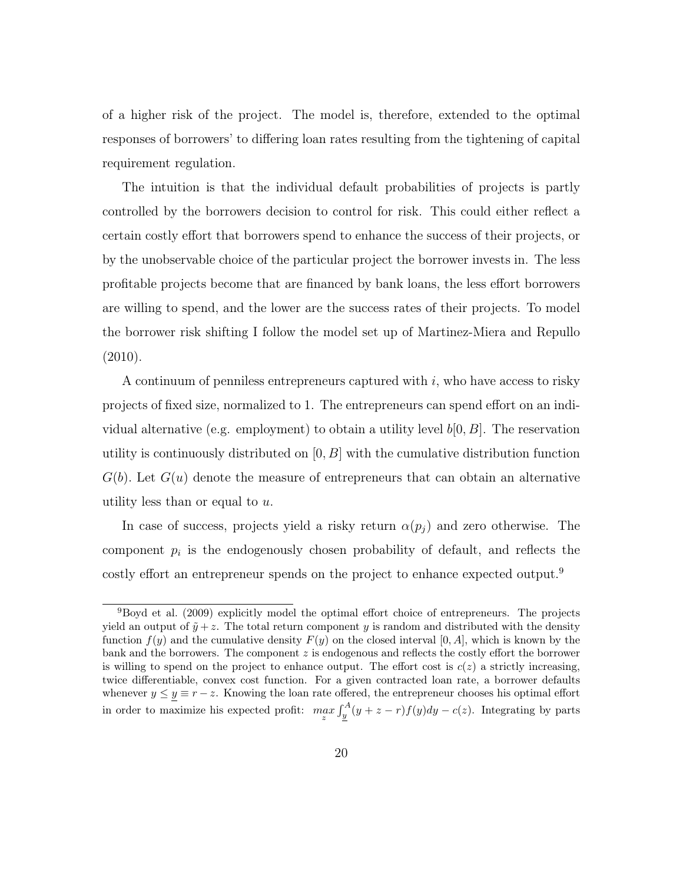of a higher risk of the project. The model is, therefore, extended to the optimal responses of borrowers' to differing loan rates resulting from the tightening of capital requirement regulation.

The intuition is that the individual default probabilities of projects is partly controlled by the borrowers decision to control for risk. This could either reflect a certain costly effort that borrowers spend to enhance the success of their projects, or by the unobservable choice of the particular project the borrower invests in. The less profitable projects become that are financed by bank loans, the less effort borrowers are willing to spend, and the lower are the success rates of their projects. To model the borrower risk shifting I follow the model set up of Martinez-Miera and Repullo (2010).

A continuum of penniless entrepreneurs captured with $i$, who have access to risky projects of fixed size, normalized to 1. The entrepreneurs can spend effort on an individual alternative (e.g. employment) to obtain a utility level $b[0, B]$. The reservation utility is continuously distributed on $[0, B]$ with the cumulative distribution function $G(b)$. Let $G(u)$ denote the measure of entrepreneurs that can obtain an alternative utility less than or equal to $u$.

In case of success, projects yield a risky return $\alpha(p_j)$ and zero otherwise. The component $p_i$ is the endogenously chosen probability of default, and reflects the costly effort an entrepreneur spends on the project to enhance expected output.[9]

[9] Boyd et al. (2009) explicitly model the optimal effort choice of entrepreneurs. The projects yield an output of $\tilde{y} + z$. The total return component $y$ is random and distributed with the density function $f(y)$ and the cumulative density $F(y)$ on the closed interval $[0, A]$, which is known by the bank and the borrowers. The component $z$ is endogenous and reflects the costly effort the borrower is willing to spend on the project to enhance output. The effort cost is $c(z)$ a strictly increasing, twice differentiable, convex cost function. For a given contracted loan rate, a borrower defaults whenever $y \leq \underline{y} \equiv r - z$. Knowing the loan rate offered, the entrepreneur chooses his optimal effort in order to maximize his expected profit: $\max_{z} \int_{\underline{y}}^{A} (y + z - r) f(y) dy - c(z)$. Integrating by parts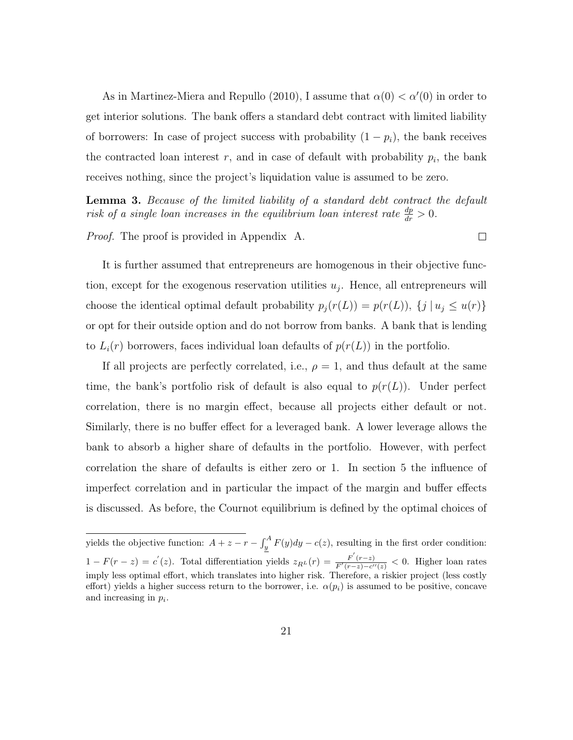As in Martinez-Miera and Repullo (2010), I assume that $\alpha(0) < \alpha'(0)$ in order to get interior solutions. The bank offers a standard debt contract with limited liability of borrowers: In case of project success with probability $(1 - p_i)$, the bank receives the contracted loan interest $r$, and in case of default with probability $p_i$, the bank receives nothing, since the project's liquidation value is assumed to be zero.

**Lemma 3.** *Because of the limited liability of a standard debt contract the default risk of a single loan increases in the equilibrium loan interest rate* $\frac{dp}{dr} > 0$.

*Proof.* The proof is provided in Appendix A. □

It is further assumed that entrepreneurs are homogenous in their objective function, except for the exogenous reservation utilities $u_j$. Hence, all entrepreneurs will choose the identical optimal default probability $p_j(r(L)) = p(r(L))$, $\{j \mid u_j \leq u(r)\}$ or opt for their outside option and do not borrow from banks. A bank that is lending to $L_i(r)$ borrowers, faces individual loan defaults of $p(r(L))$ in the portfolio.

If all projects are perfectly correlated, i.e., $\rho = 1$, and thus default at the same time, the bank's portfolio risk of default is also equal to $p(r(L))$. Under perfect correlation, there is no margin effect, because all projects either default or not. Similarly, there is no buffer effect for a leveraged bank. A lower leverage allows the bank to absorb a higher share of defaults in the portfolio. However, with perfect correlation the share of defaults is either zero or 1. In section 5 the influence of imperfect correlation and in particular the impact of the margin and buffer effects is discussed. As before, the Cournot equilibrium is defined by the optimal choices of

---

yields the objective function: $A + z - r - \int_{\underline{y}}^{A} F(y)dy - c(z)$, resulting in the first order condition: $1 - F(r - z) = c^{'}(z)$. Total differentiation yields $z_{R^L}(r) = \frac{F^{'}(r-z)}{F^{'}(r-z) - c^{''}(z)} < 0$. Higher loan rates imply less optimal effort, which translates into higher risk. Therefore, a riskier project (less costly effort) yields a higher success return to the borrower, i.e. $\alpha(p_i)$ is assumed to be positive, concave and increasing in $p_i$.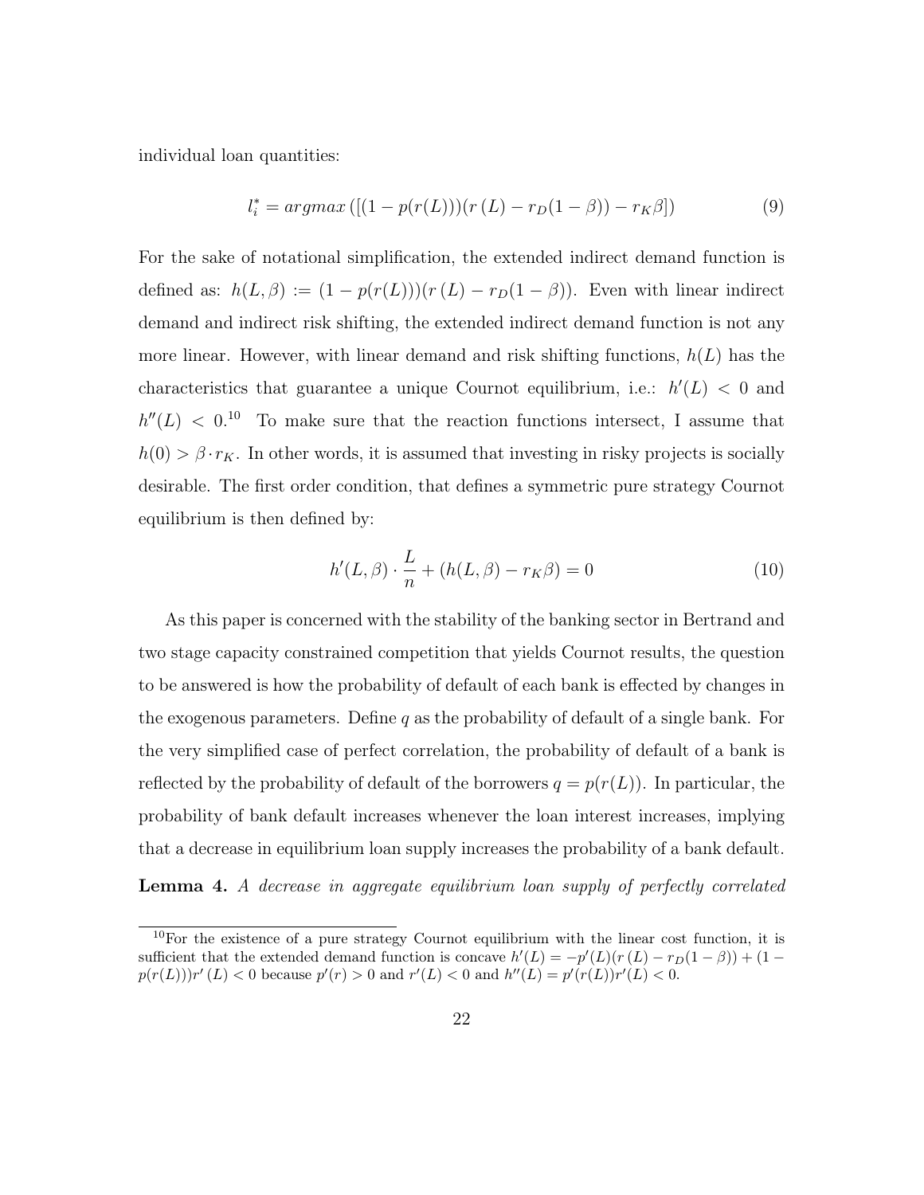individual loan quantities:

$$l_i^* = argmax\left([(1 - p(r(L)))(r\,(L) - r_D(1-\beta)) - r_K\beta]\right) \tag{9}$$

For the sake of notational simplification, the extended indirect demand function is defined as: $h(L, \beta) := (1 - p(r(L)))(r\,(L) - r_D(1-\beta))$. Even with linear indirect demand and indirect risk shifting, the extended indirect demand function is not any more linear. However, with linear demand and risk shifting functions, $h(L)$ has the characteristics that guarantee a unique Cournot equilibrium, i.e.: $h'(L) < 0$ and $h''(L) < 0$.[10] To make sure that the reaction functions intersect, I assume that $h(0) > \beta \cdot r_K$. In other words, it is assumed that investing in risky projects is socially desirable. The first order condition, that defines a symmetric pure strategy Cournot equilibrium is then defined by:

$$h'(L, \beta) \cdot \frac{L}{n} + (h(L, \beta) - r_K\beta) = 0 \tag{10}$$

As this paper is concerned with the stability of the banking sector in Bertrand and two stage capacity constrained competition that yields Cournot results, the question to be answered is how the probability of default of each bank is effected by changes in the exogenous parameters. Define $q$ as the probability of default of a single bank. For the very simplified case of perfect correlation, the probability of default of a bank is reflected by the probability of default of the borrowers $q = p(r(L))$. In particular, the probability of bank default increases whenever the loan interest increases, implying that a decrease in equilibrium loan supply increases the probability of a bank default.

**Lemma 4.** *A decrease in aggregate equilibrium loan supply of perfectly correlated*

[10] For the existence of a pure strategy Cournot equilibrium with the linear cost function, it is sufficient that the extended demand function is concave $h'(L) = -p'(L)(r\,(L) - r_D(1-\beta)) + (1 - p(r(L)))r'\,(L) < 0$ because $p'(r) > 0$ and $r'(L) < 0$ and $h''(L) = p'(r(L))r'(L) < 0$.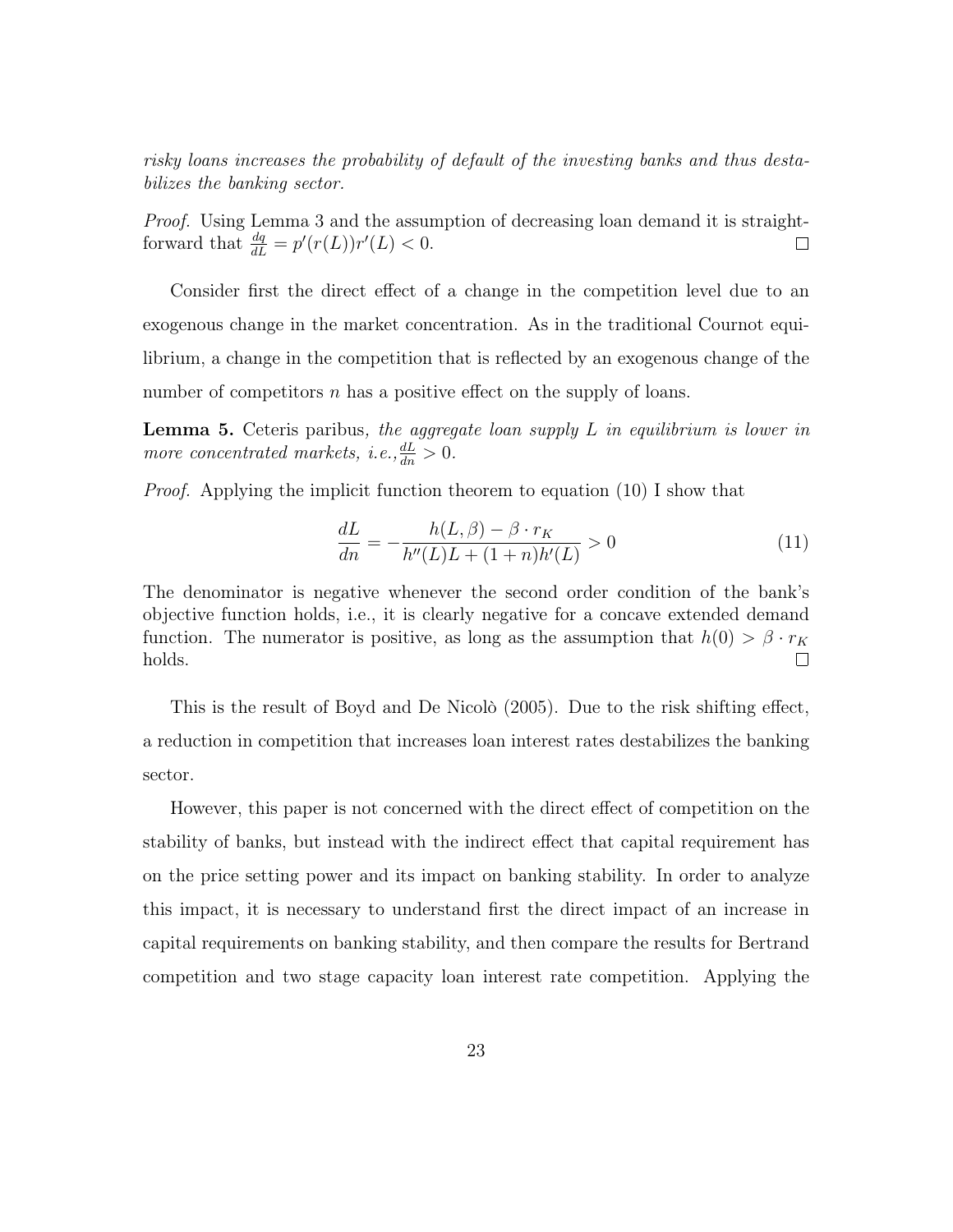*risky loans increases the probability of default of the investing banks and thus destabilizes the banking sector.*

*Proof.* Using Lemma 3 and the assumption of decreasing loan demand it is straightforward that $\frac{dq}{dL} = p'(r(L))r'(L) < 0$. $\square$

Consider first the direct effect of a change in the competition level due to an exogenous change in the market concentration. As in the traditional Cournot equilibrium, a change in the competition that is reflected by an exogenous change of the number of competitors $n$ has a positive effect on the supply of loans.

**Lemma 5.** *Ceteris paribus, the aggregate loan supply $L$ in equilibrium is lower in more concentrated markets, i.e.,* $\frac{dL}{dn} > 0$.

*Proof.* Applying the implicit function theorem to equation (10) I show that

$$\frac{dL}{dn} = -\frac{h(L, \beta) - \beta \cdot r_K}{h''(L)L + (1+n)h'(L)} > 0 \tag{11}$$

The denominator is negative whenever the second order condition of the bank's objective function holds, i.e., it is clearly negative for a concave extended demand function. The numerator is positive, as long as the assumption that $h(0) > \beta \cdot r_K$ holds. $\square$

This is the result of Boyd and De Nicolò (2005). Due to the risk shifting effect, a reduction in competition that increases loan interest rates destabilizes the banking sector.

However, this paper is not concerned with the direct effect of competition on the stability of banks, but instead with the indirect effect that capital requirement has on the price setting power and its impact on banking stability. In order to analyze this impact, it is necessary to understand first the direct impact of an increase in capital requirements on banking stability, and then compare the results for Bertrand competition and two stage capacity loan interest rate competition. Applying the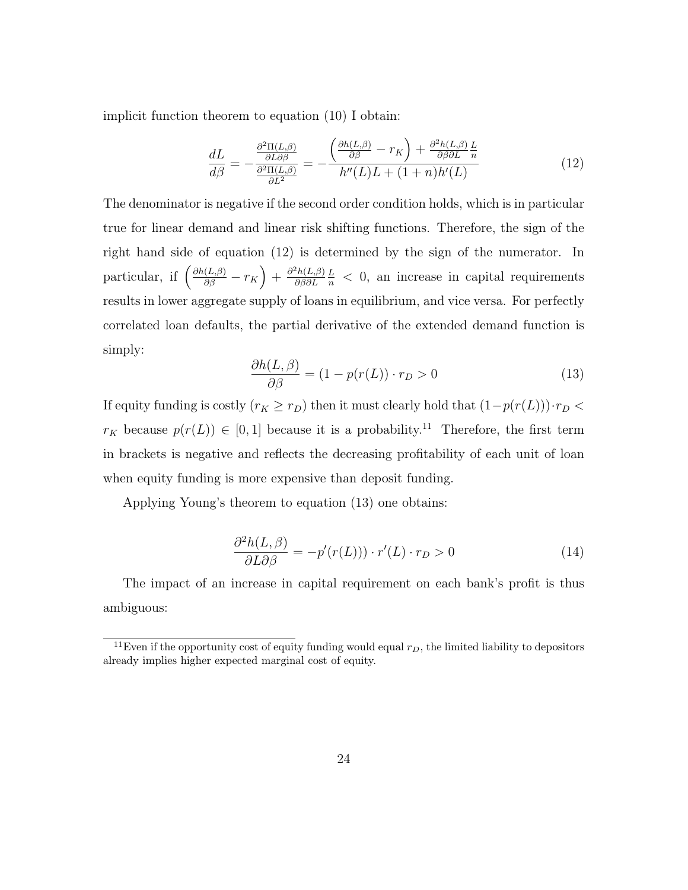implicit function theorem to equation (10) I obtain:

$$\frac{dL}{d\beta} = -\frac{\frac{\partial^2 \Pi(L,\beta)}{\partial L \partial \beta}}{\frac{\partial^2 \Pi(L,\beta)}{\partial L^2}} = -\frac{\left(\frac{\partial h(L,\beta)}{\partial \beta} - r_K\right) + \frac{\partial^2 h(L,\beta)}{\partial \beta \partial L}\frac{L}{n}}{h''(L)L + (1+n)h'(L)} \tag{12}$$

The denominator is negative if the second order condition holds, which is in particular true for linear demand and linear risk shifting functions. Therefore, the sign of the right hand side of equation (12) is determined by the sign of the numerator. In particular, if $\left(\frac{\partial h(L,\beta)}{\partial \beta} - r_K\right) + \frac{\partial^2 h(L,\beta)}{\partial \beta \partial L}\frac{L}{n} < 0$, an increase in capital requirements results in lower aggregate supply of loans in equilibrium, and vice versa. For perfectly correlated loan defaults, the partial derivative of the extended demand function is simply:

$$\frac{\partial h(L,\beta)}{\partial \beta} = (1 - p(r(L)) \cdot r_D > 0 \tag{13}$$

If equity funding is costly ($r_K \geq r_D$) then it must clearly hold that $(1-p(r(L))) \cdot r_D < r_K$ because $p(r(L)) \in [0,1]$ because it is a probability.[11] Therefore, the first term in brackets is negative and reflects the decreasing profitability of each unit of loan when equity funding is more expensive than deposit funding.

Applying Young's theorem to equation (13) one obtains:

$$\frac{\partial^2 h(L,\beta)}{\partial L \partial \beta} = -p'(r(L))) \cdot r'(L) \cdot r_D > 0 \tag{14}$$

The impact of an increase in capital requirement on each bank's profit is thus ambiguous:

[11] Even if the opportunity cost of equity funding would equal $r_D$, the limited liability to depositors already implies higher expected marginal cost of equity.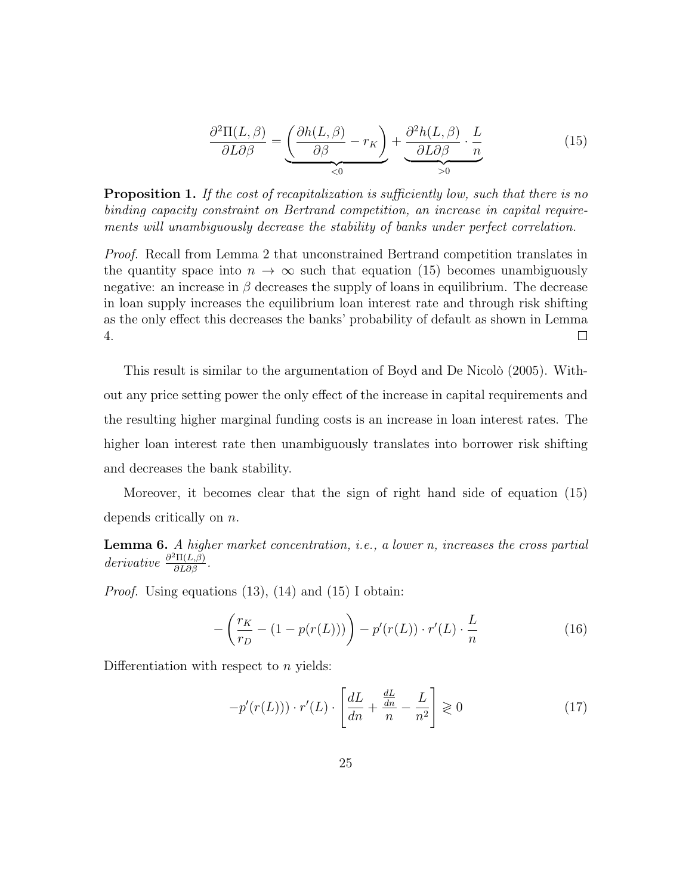$$\frac{\partial^2 \Pi(L,\beta)}{\partial L \partial \beta} = \underbrace{\left( \frac{\partial h(L,\beta)}{\partial \beta} - r_K \right)}_{<0} + \underbrace{\frac{\partial^2 h(L,\beta)}{\partial L \partial \beta} \cdot \frac{L}{n}}_{>0} \tag{15}$$

**Proposition 1.** *If the cost of recapitalization is sufficiently low, such that there is no binding capacity constraint on Bertrand competition, an increase in capital requirements will unambiguously decrease the stability of banks under perfect correlation.*

*Proof.* Recall from Lemma 2 that unconstrained Bertrand competition translates in the quantity space into $n \to \infty$ such that equation (15) becomes unambiguously negative: an increase in $\beta$ decreases the supply of loans in equilibrium. The decrease in loan supply increases the equilibrium loan interest rate and through risk shifting as the only effect this decreases the banks' probability of default as shown in Lemma 4. □

This result is similar to the argumentation of Boyd and De Nicolò (2005). Without any price setting power the only effect of the increase in capital requirements and the resulting higher marginal funding costs is an increase in loan interest rates. The higher loan interest rate then unambiguously translates into borrower risk shifting and decreases the bank stability.

Moreover, it becomes clear that the sign of right hand side of equation (15) depends critically on $n$.

**Lemma 6.** *A higher market concentration, i.e., a lower n, increases the cross partial derivative* $\frac{\partial^2 \Pi(L,\beta)}{\partial L \partial \beta}$.

*Proof.* Using equations (13), (14) and (15) I obtain:

$$-\left( \frac{r_K}{r_D} - (1 - p(r(L))) \right) - p'(r(L)) \cdot r'(L) \cdot \frac{L}{n} \tag{16}$$

Differentiation with respect to $n$ yields:

$$-p'(r(L))) \cdot r'(L) \cdot \left[ \frac{dL}{dn} + \frac{\frac{dL}{dn}}{n} - \frac{L}{n^2} \right] \gtrless 0 \tag{17}$$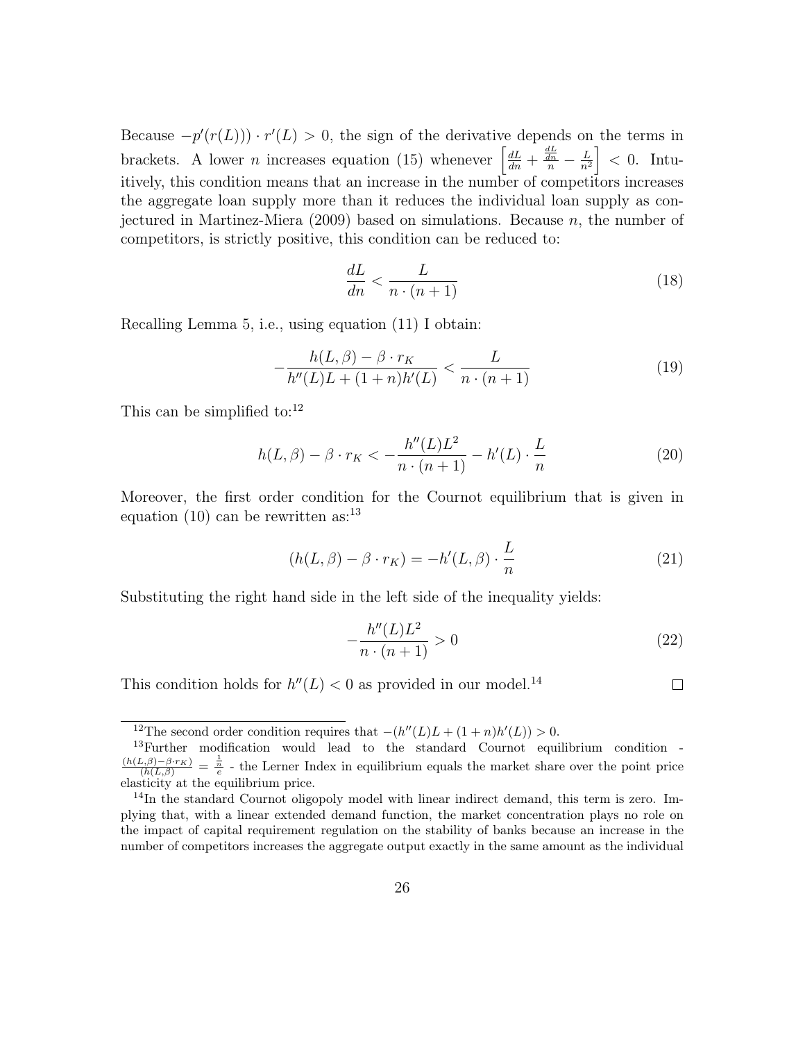Because $-p'(r(L))) \cdot r'(L) > 0$, the sign of the derivative depends on the terms in brackets. A lower $n$ increases equation (15) whenever $\left[\frac{dL}{dn} + \frac{\frac{dL}{dn}}{n} - \frac{L}{n^2}\right] < 0$. Intuitively, this condition means that an increase in the number of competitors increases the aggregate loan supply more than it reduces the individual loan supply as conjectured in Martinez-Miera (2009) based on simulations. Because $n$, the number of competitors, is strictly positive, this condition can be reduced to:

$$\frac{dL}{dn} < \frac{L}{n \cdot (n+1)} \tag{18}$$

Recalling Lemma 5, i.e., using equation (11) I obtain:

$$-\frac{h(L,\beta) - \beta \cdot r_K}{h''(L)L + (1+n)h'(L)} < \frac{L}{n \cdot (n+1)} \tag{19}$$

This can be simplified to:[12]

$$h(L,\beta) - \beta \cdot r_K < -\frac{h''(L)L^2}{n \cdot (n+1)} - h'(L) \cdot \frac{L}{n} \tag{20}$$

Moreover, the first order condition for the Cournot equilibrium that is given in equation (10) can be rewritten as:[13]

$$(h(L,\beta) - \beta \cdot r_K) = -h'(L,\beta) \cdot \frac{L}{n} \tag{21}$$

Substituting the right hand side in the left side of the inequality yields:

$$-\frac{h''(L)L^2}{n \cdot (n+1)} > 0 \tag{22}$$

This condition holds for $h''(L) < 0$ as provided in our model.[14] □

---

[12] The second order condition requires that $-(h''(L)L + (1+n)h'(L)) > 0$.

[13] Further modification would lead to the standard Cournot equilibrium condition - $\frac{(h(L,\beta)-\beta \cdot r_K)}{(h(L,\beta)} = \frac{\frac{1}{n}}{e}$ - the Lerner Index in equilibrium equals the market share over the point price elasticity at the equilibrium price.

[14] In the standard Cournot oligopoly model with linear indirect demand, this term is zero. Implying that, with a linear extended demand function, the market concentration plays no role on the impact of capital requirement regulation on the stability of banks because an increase in the number of competitors increases the aggregate output exactly in the same amount as the individual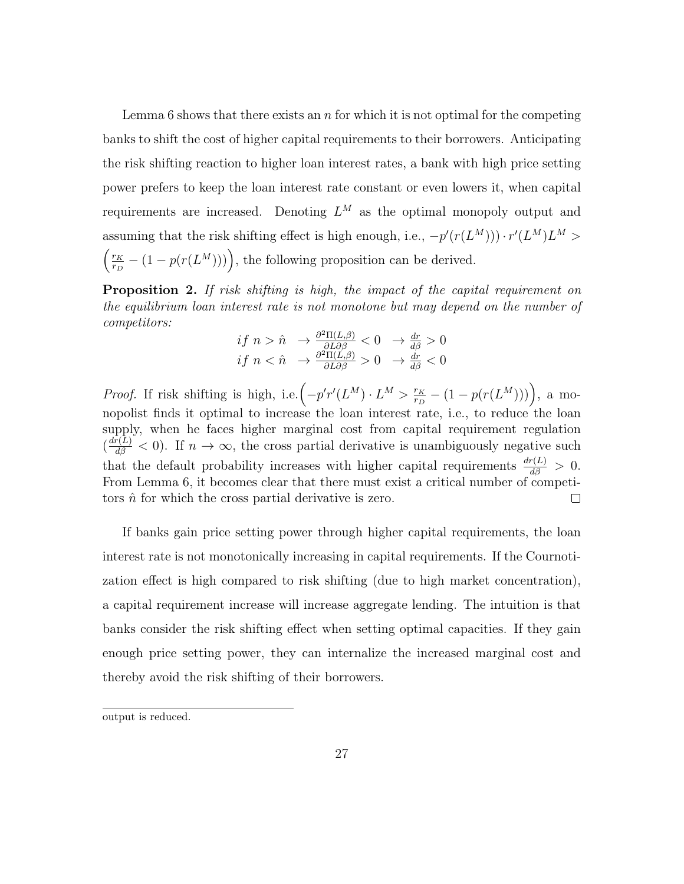Lemma 6 shows that there exists an $n$ for which it is not optimal for the competing banks to shift the cost of higher capital requirements to their borrowers. Anticipating the risk shifting reaction to higher loan interest rates, a bank with high price setting power prefers to keep the loan interest rate constant or even lowers it, when capital requirements are increased. Denoting $L^M$ as the optimal monopoly output and assuming that the risk shifting effect is high enough, i.e., $-p'(r(L^M))) \cdot r'(L^M)L^M > \left(\frac{r_K}{r_D} - (1 - p(r(L^M)))\right)$, the following proposition can be derived.

**Proposition 2.** *If risk shifting is high, the impact of the capital requirement on the equilibrium loan interest rate is not monotone but may depend on the number of competitors:*

$$\begin{array}{lll} if\ n > \hat{n} & \rightarrow \frac{\partial^2 \Pi(L,\beta)}{\partial L \partial \beta} < 0 & \rightarrow \frac{dr}{d\beta} > 0 \\ if\ n < \hat{n} & \rightarrow \frac{\partial^2 \Pi(L,\beta)}{\partial L \partial \beta} > 0 & \rightarrow \frac{dr}{d\beta} < 0 \end{array}$$

*Proof.* If risk shifting is high, i.e.$\left(-p'r'(L^M) \cdot L^M > \frac{r_K}{r_D} - (1 - p(r(L^M)))\right)$, a monopolist finds it optimal to increase the loan interest rate, i.e., to reduce the loan supply, when he faces higher marginal cost from capital requirement regulation ($\frac{dr(L)}{d\beta} < 0$). If $n \rightarrow \infty$, the cross partial derivative is unambiguously negative such that the default probability increases with higher capital requirements $\frac{dr(L)}{d\beta} > 0$. From Lemma 6, it becomes clear that there must exist a critical number of competitors $\hat{n}$ for which the cross partial derivative is zero. $\square$

If banks gain price setting power through higher capital requirements, the loan interest rate is not monotonically increasing in capital requirements. If the Cournotization effect is high compared to risk shifting (due to high market concentration), a capital requirement increase will increase aggregate lending. The intuition is that banks consider the risk shifting effect when setting optimal capacities. If they gain enough price setting power, they can internalize the increased marginal cost and thereby avoid the risk shifting of their borrowers.

output is reduced.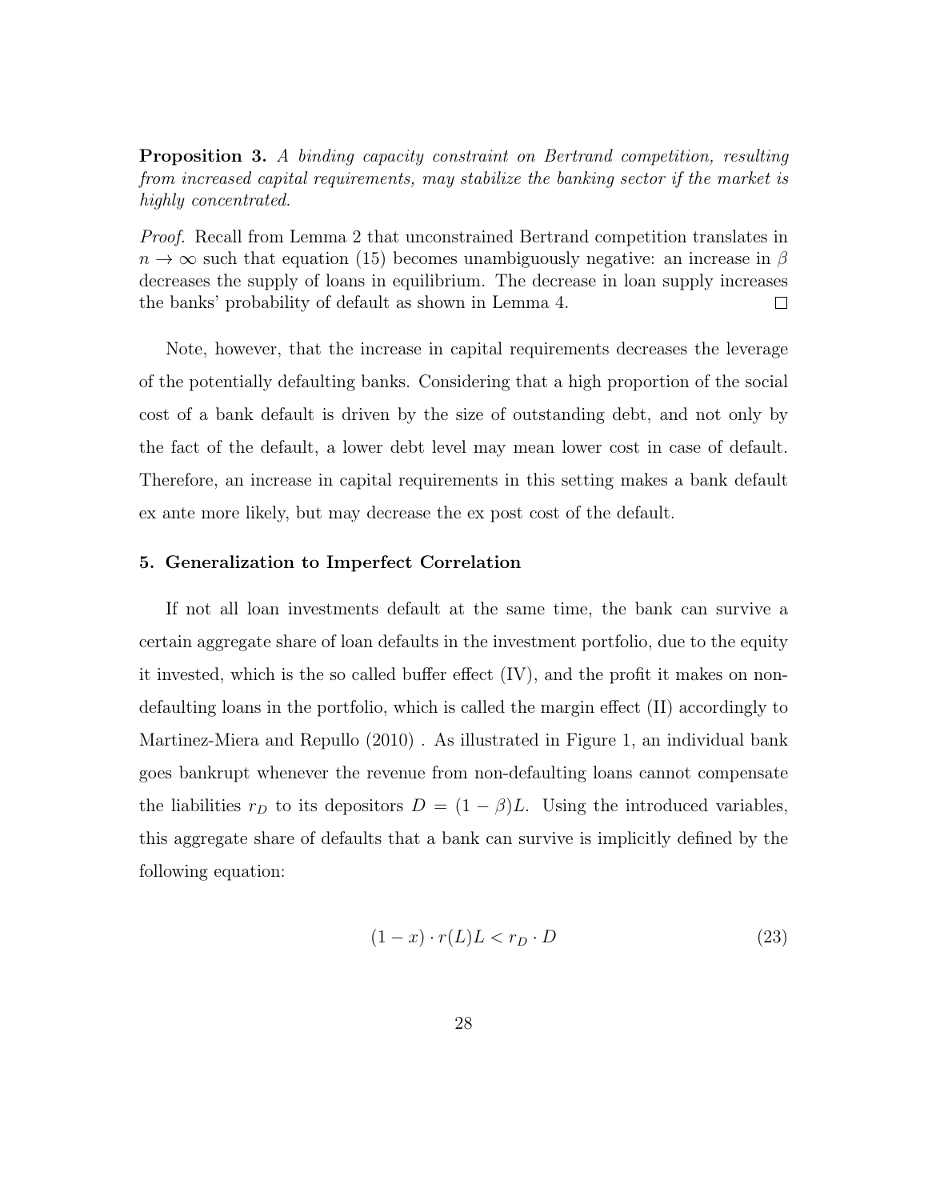**Proposition 3.** *A binding capacity constraint on Bertrand competition, resulting from increased capital requirements, may stabilize the banking sector if the market is highly concentrated.*

*Proof.* Recall from Lemma 2 that unconstrained Bertrand competition translates in $n \to \infty$ such that equation (15) becomes unambiguously negative: an increase in $\beta$ decreases the supply of loans in equilibrium. The decrease in loan supply increases the banks' probability of default as shown in Lemma 4. □

Note, however, that the increase in capital requirements decreases the leverage of the potentially defaulting banks. Considering that a high proportion of the social cost of a bank default is driven by the size of outstanding debt, and not only by the fact of the default, a lower debt level may mean lower cost in case of default. Therefore, an increase in capital requirements in this setting makes a bank default ex ante more likely, but may decrease the ex post cost of the default.

### 5. Generalization to Imperfect Correlation

If not all loan investments default at the same time, the bank can survive a certain aggregate share of loan defaults in the investment portfolio, due to the equity it invested, which is the so called buffer effect (IV), and the profit it makes on non-defaulting loans in the portfolio, which is called the margin effect (II) accordingly to Martinez-Miera and Repullo (2010) . As illustrated in Figure 1, an individual bank goes bankrupt whenever the revenue from non-defaulting loans cannot compensate the liabilities $r_D$ to its depositors $D = (1 - \beta)L$. Using the introduced variables, this aggregate share of defaults that a bank can survive is implicitly defined by the following equation:

$$(1 - x) \cdot r(L)L < r_D \cdot D \tag{23}$$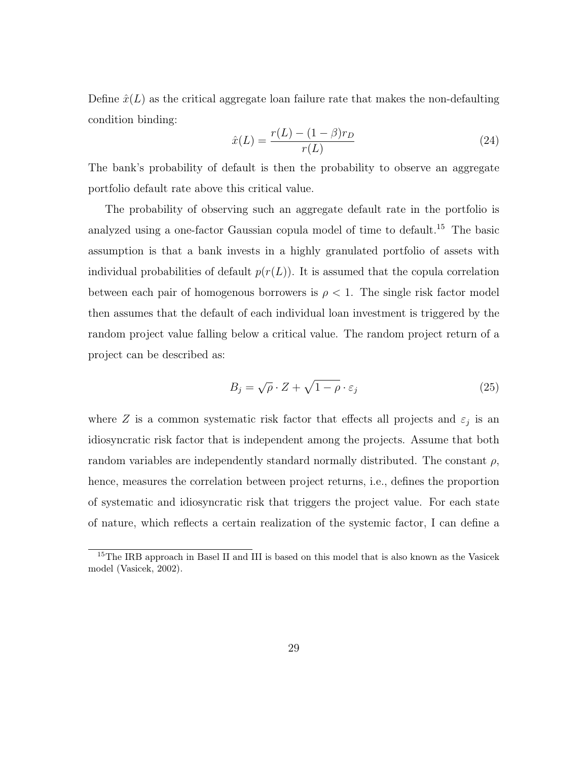Define $\hat{x}(L)$ as the critical aggregate loan failure rate that makes the non-defaulting condition binding:

$$\hat{x}(L) = \frac{r(L) - (1-\beta)r_D}{r(L)} \tag{24}$$

The bank's probability of default is then the probability to observe an aggregate portfolio default rate above this critical value.

The probability of observing such an aggregate default rate in the portfolio is analyzed using a one-factor Gaussian copula model of time to default.[15] The basic assumption is that a bank invests in a highly granulated portfolio of assets with individual probabilities of default $p(r(L))$. It is assumed that the copula correlation between each pair of homogenous borrowers is $\rho < 1$. The single risk factor model then assumes that the default of each individual loan investment is triggered by the random project value falling below a critical value. The random project return of a project can be described as:

$$B_j = \sqrt{\rho} \cdot Z + \sqrt{1-\rho} \cdot \varepsilon_j \tag{25}$$

where $Z$ is a common systematic risk factor that effects all projects and $\varepsilon_j$ is an idiosyncratic risk factor that is independent among the projects. Assume that both random variables are independently standard normally distributed. The constant $\rho$, hence, measures the correlation between project returns, i.e., defines the proportion of systematic and idiosyncratic risk that triggers the project value. For each state of nature, which reflects a certain realization of the systemic factor, I can define a

[15] The IRB approach in Basel II and III is based on this model that is also known as the Vasicek model (Vasicek, 2002).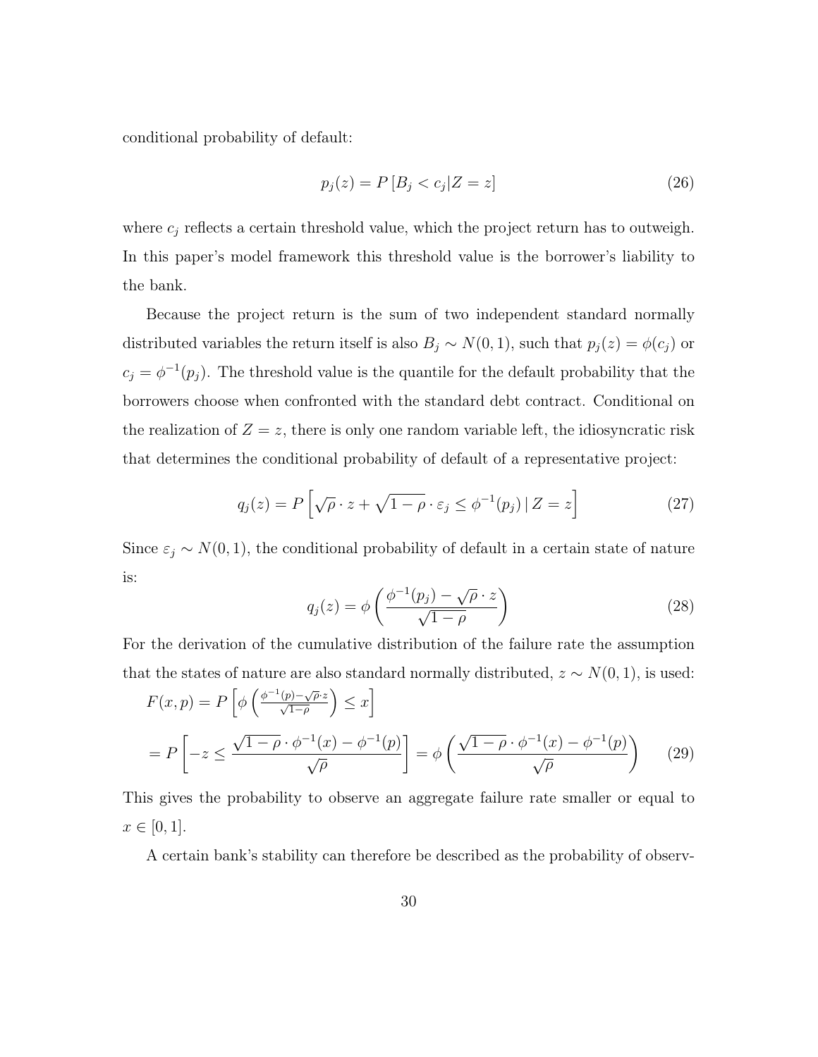conditional probability of default:

$$p_j(z) = P\left[B_j < c_j | Z = z\right] \tag{26}$$

where $c_j$ reflects a certain threshold value, which the project return has to outweigh. In this paper's model framework this threshold value is the borrower's liability to the bank.

Because the project return is the sum of two independent standard normally distributed variables the return itself is also $B_j \sim N(0, 1)$, such that $p_j(z) = \phi(c_j)$ or $c_j = \phi^{-1}(p_j)$. The threshold value is the quantile for the default probability that the borrowers choose when confronted with the standard debt contract. Conditional on the realization of $Z = z$, there is only one random variable left, the idiosyncratic risk that determines the conditional probability of default of a representative project:

$$q_j(z) = P\left[\sqrt{\rho} \cdot z + \sqrt{1-\rho} \cdot \varepsilon_j \leq \phi^{-1}(p_j) \,|\, Z = z\right] \tag{27}$$

Since $\varepsilon_j \sim N(0, 1)$, the conditional probability of default in a certain state of nature is:

$$q_j(z) = \phi\left(\frac{\phi^{-1}(p_j) - \sqrt{\rho} \cdot z}{\sqrt{1-\rho}}\right) \tag{28}$$

For the derivation of the cumulative distribution of the failure rate the assumption that the states of nature are also standard normally distributed, $z \sim N(0, 1)$, is used:

$$F(x, p) = P\left[\phi\left(\frac{\phi^{-1}(p) - \sqrt{\rho} \cdot z}{\sqrt{1-\rho}}\right) \leq x\right]$$

$$= P\left[-z \leq \frac{\sqrt{1-\rho} \cdot \phi^{-1}(x) - \phi^{-1}(p)}{\sqrt{\rho}}\right] = \phi\left(\frac{\sqrt{1-\rho} \cdot \phi^{-1}(x) - \phi^{-1}(p)}{\sqrt{\rho}}\right) \tag{29}$$

This gives the probability to observe an aggregate failure rate smaller or equal to $x \in [0, 1]$.

A certain bank's stability can therefore be described as the probability of observ-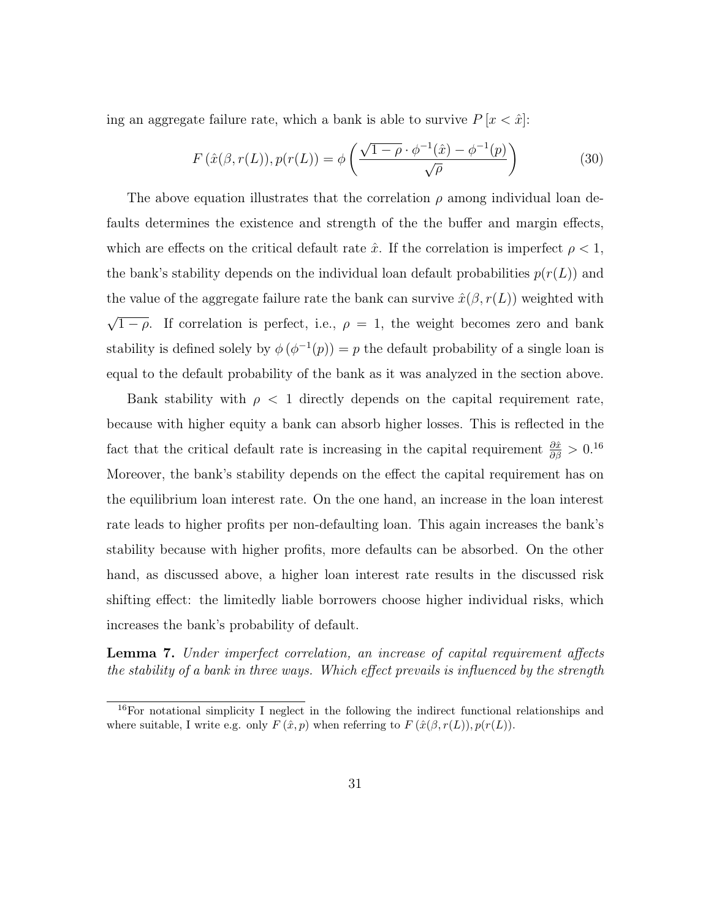ing an aggregate failure rate, which a bank is able to survive $P\left[x < \hat{x}\right]$:

$$F\left(\hat{x}(\beta, r(L)), p(r(L)\right) = \phi\left(\frac{\sqrt{1-\rho} \cdot \phi^{-1}(\hat{x}) - \phi^{-1}(p)}{\sqrt{\rho}}\right) \tag{30}$$

The above equation illustrates that the correlation $\rho$ among individual loan defaults determines the existence and strength of the the buffer and margin effects, which are effects on the critical default rate $\hat{x}$. If the correlation is imperfect $\rho < 1$, the bank's stability depends on the individual loan default probabilities $p(r(L))$ and the value of the aggregate failure rate the bank can survive $\hat{x}(\beta, r(L))$ weighted with $\sqrt{1-\rho}$. If correlation is perfect, i.e., $\rho = 1$, the weight becomes zero and bank stability is defined solely by $\phi\left(\phi^{-1}(p)\right) = p$ the default probability of a single loan is equal to the default probability of the bank as it was analyzed in the section above.

Bank stability with $\rho < 1$ directly depends on the capital requirement rate, because with higher equity a bank can absorb higher losses. This is reflected in the fact that the critical default rate is increasing in the capital requirement $\frac{\partial \hat{x}}{\partial \beta} > 0$.[16] Moreover, the bank's stability depends on the effect the capital requirement has on the equilibrium loan interest rate. On the one hand, an increase in the loan interest rate leads to higher profits per non-defaulting loan. This again increases the bank's stability because with higher profits, more defaults can be absorbed. On the other hand, as discussed above, a higher loan interest rate results in the discussed risk shifting effect: the limitedly liable borrowers choose higher individual risks, which increases the bank's probability of default.

**Lemma 7.** *Under imperfect correlation, an increase of capital requirement affects the stability of a bank in three ways. Which effect prevails is influenced by the strength*

[16] For notational simplicity I neglect in the following the indirect functional relationships and where suitable, I write e.g. only $F\left(\hat{x}, p\right)$ when referring to $F\left(\hat{x}(\beta, r(L)), p(r(L)\right)$.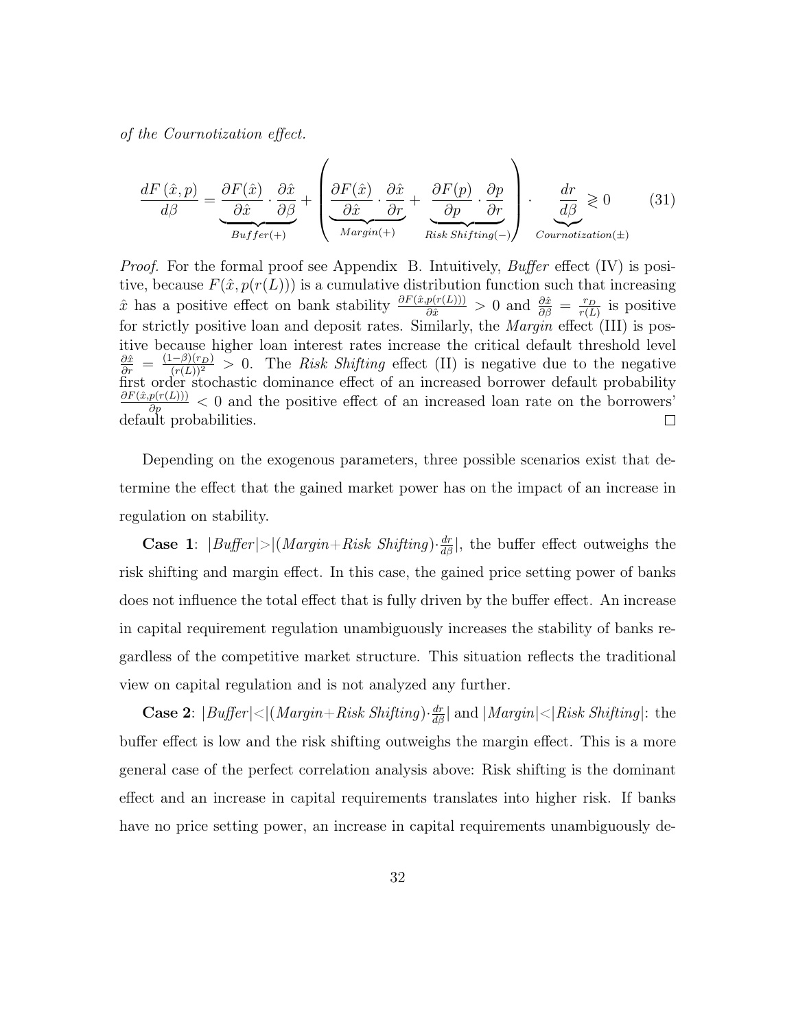*of the Cournotization effect.*

$$\frac{dF\left(\hat{x},p\right)}{d\beta} = \underbrace{\frac{\partial F(\hat{x})}{\partial \hat{x}} \cdot \frac{\partial \hat{x}}{\partial \beta}}_{Buffer(+)} + \left( \underbrace{\frac{\partial F(\hat{x})}{\partial \hat{x}} \cdot \frac{\partial \hat{x}}{\partial r}}_{Margin(+)} + \underbrace{\frac{\partial F(p)}{\partial p} \cdot \frac{\partial p}{\partial r}}_{Risk\ Shifting(-)} \right) \cdot \underbrace{\frac{dr}{d\beta}}_{Cournotization(\pm)} \gtrless 0 \tag{31}$$

*Proof.* For the formal proof see Appendix B. Intuitively, *Buffer* effect (IV) is positive, because $F(\hat{x}, p(r(L)))$ is a cumulative distribution function such that increasing $\hat{x}$ has a positive effect on bank stability $\frac{\partial F(\hat{x},p(r(L)))}{\partial \hat{x}} > 0$ and $\frac{\partial \hat{x}}{\partial \beta} = \frac{r_D}{r(L)}$ is positive for strictly positive loan and deposit rates. Similarly, the *Margin* effect (III) is positive because higher loan interest rates increase the critical default threshold level $\frac{\partial \hat{x}}{\partial r} = \frac{(1-\beta)(r_D)}{(r(L))^2} > 0$. The *Risk Shifting* effect (II) is negative due to the negative first order stochastic dominance effect of an increased borrower default probability $\frac{\partial F(\hat{x},p(r(L)))}{\partial p} < 0$ and the positive effect of an increased loan rate on the borrowers' default probabilities. □

Depending on the exogenous parameters, three possible scenarios exist that determine the effect that the gained market power has on the impact of an increase in regulation on stability.

**Case 1**: $|Buffer| > |(Margin + Risk\ Shifting) \cdot \frac{dr}{d\beta}|$, the buffer effect outweighs the risk shifting and margin effect. In this case, the gained price setting power of banks does not influence the total effect that is fully driven by the buffer effect. An increase in capital requirement regulation unambiguously increases the stability of banks regardless of the competitive market structure. This situation reflects the traditional view on capital regulation and is not analyzed any further.

**Case 2**: $|Buffer| < |(Margin + Risk\ Shifting) \cdot \frac{dr}{d\beta}|$ and $|Margin| < |Risk\ Shifting|$: the buffer effect is low and the risk shifting outweighs the margin effect. This is a more general case of the perfect correlation analysis above: Risk shifting is the dominant effect and an increase in capital requirements translates into higher risk. If banks have no price setting power, an increase in capital requirements unambiguously de-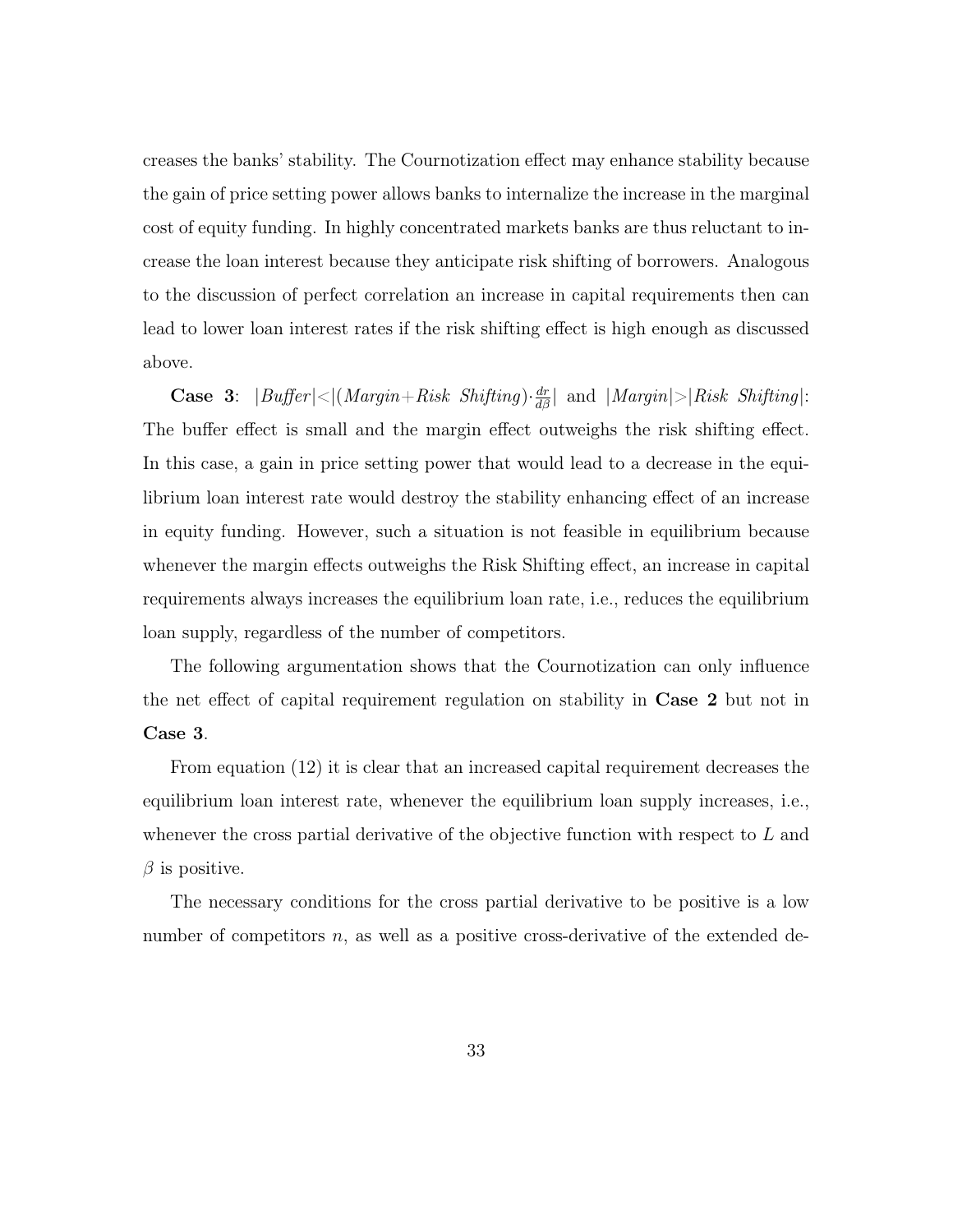creases the banks' stability. The Cournotization effect may enhance stability because the gain of price setting power allows banks to internalize the increase in the marginal cost of equity funding. In highly concentrated markets banks are thus reluctant to increase the loan interest because they anticipate risk shifting of borrowers. Analogous to the discussion of perfect correlation an increase in capital requirements then can lead to lower loan interest rates if the risk shifting effect is high enough as discussed above.

**Case 3**: $|Buffer| < |(Margin + Risk\ Shifting) \cdot \frac{dr}{d\beta}|$ and $|Margin| > |Risk\ Shifting|$: The buffer effect is small and the margin effect outweighs the risk shifting effect. In this case, a gain in price setting power that would lead to a decrease in the equilibrium loan interest rate would destroy the stability enhancing effect of an increase in equity funding. However, such a situation is not feasible in equilibrium because whenever the margin effects outweighs the Risk Shifting effect, an increase in capital requirements always increases the equilibrium loan rate, i.e., reduces the equilibrium loan supply, regardless of the number of competitors.

The following argumentation shows that the Cournotization can only influence the net effect of capital requirement regulation on stability in **Case 2** but not in **Case 3**.

From equation (12) it is clear that an increased capital requirement decreases the equilibrium loan interest rate, whenever the equilibrium loan supply increases, i.e., whenever the cross partial derivative of the objective function with respect to $L$ and $\beta$ is positive.

The necessary conditions for the cross partial derivative to be positive is a low number of competitors $n$, as well as a positive cross-derivative of the extended de-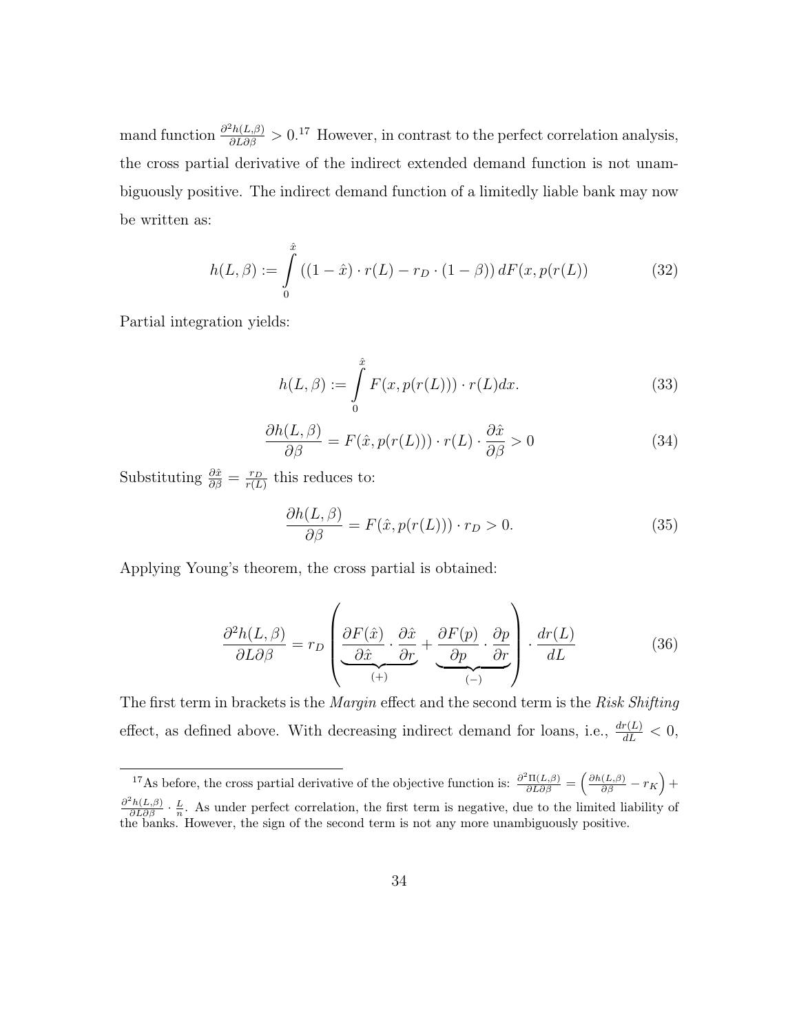mand function $\frac{\partial^2 h(L,\beta)}{\partial L \partial \beta} > 0$.[17] However, in contrast to the perfect correlation analysis, the cross partial derivative of the indirect extended demand function is not unambiguously positive. The indirect demand function of a limitedly liable bank may now be written as:

$$h(L, \beta) := \int_0^{\hat{x}} \left( (1 - \hat{x}) \cdot r(L) - r_D \cdot (1 - \beta) \right) dF(x, p(r(L))) \tag{32}$$

Partial integration yields:

$$h(L, \beta) := \int_0^{\hat{x}} F(x, p(r(L))) \cdot r(L) dx. \tag{33}$$

$$\frac{\partial h(L, \beta)}{\partial \beta} = F(\hat{x}, p(r(L))) \cdot r(L) \cdot \frac{\partial \hat{x}}{\partial \beta} > 0 \tag{34}$$

Substituting $\frac{\partial \hat{x}}{\partial \beta} = \frac{r_D}{r(L)}$ this reduces to:

$$\frac{\partial h(L, \beta)}{\partial \beta} = F(\hat{x}, p(r(L))) \cdot r_D > 0. \tag{35}$$

Applying Young's theorem, the cross partial is obtained:

$$\frac{\partial^2 h(L, \beta)}{\partial L \partial \beta} = r_D \left( \underbrace{\frac{\partial F(\hat{x})}{\partial \hat{x}} \cdot \frac{\partial \hat{x}}{\partial r}}_{(+)} + \underbrace{\frac{\partial F(p)}{\partial p} \cdot \frac{\partial p}{\partial r}}_{(-)} \right) \cdot \frac{dr(L)}{dL} \tag{36}$$

The first term in brackets is the *Margin* effect and the second term is the *Risk Shifting* effect, as defined above. With decreasing indirect demand for loans, i.e., $\frac{dr(L)}{dL} < 0$,

[17] As before, the cross partial derivative of the objective function is: $\frac{\partial^2 \Pi(L,\beta)}{\partial L \partial \beta} = \left( \frac{\partial h(L,\beta)}{\partial \beta} - r_K \right) + \frac{\partial^2 h(L,\beta)}{\partial L \partial \beta} \cdot \frac{L}{n}$. As under perfect correlation, the first term is negative, due to the limited liability of the banks. However, the sign of the second term is not any more unambiguously positive.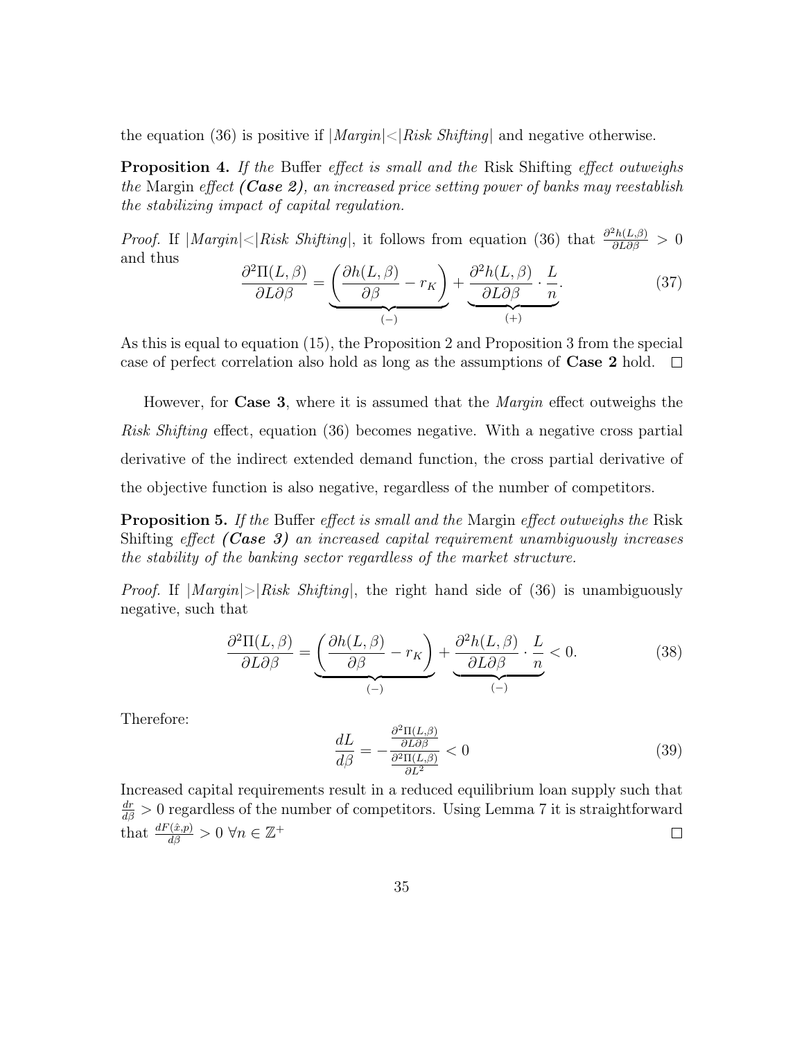the equation (36) is positive if $|Margin|<|Risk\ Shifting|$ and negative otherwise.

**Proposition 4.** *If the* Buffer *effect is small and the* Risk Shifting *effect outweighs the* Margin *effect **(Case 2)**, an increased price setting power of banks may reestablish the stabilizing impact of capital regulation.*

*Proof.* If $|Margin|<|Risk\ Shifting|$, it follows from equation (36) that $\frac{\partial^2 h(L,\beta)}{\partial L \partial \beta} > 0$ and thus

$$\frac{\partial^2 \Pi(L,\beta)}{\partial L \partial \beta} = \underbrace{\left(\frac{\partial h(L,\beta)}{\partial \beta} - r_K\right)}_{(-)} + \underbrace{\frac{\partial^2 h(L,\beta)}{\partial L \partial \beta}}_{(+)} \cdot \frac{L}{n}. \tag{37}$$

As this is equal to equation (15), the Proposition 2 and Proposition 3 from the special case of perfect correlation also hold as long as the assumptions of **Case 2** hold. □

However, for **Case 3**, where it is assumed that the *Margin* effect outweighs the *Risk Shifting* effect, equation (36) becomes negative. With a negative cross partial derivative of the indirect extended demand function, the cross partial derivative of the objective function is also negative, regardless of the number of competitors.

**Proposition 5.** *If the* Buffer *effect is small and the* Margin *effect outweighs the* Risk Shifting *effect **(Case 3)** an increased capital requirement unambiguously increases the stability of the banking sector regardless of the market structure.*

*Proof.* If $|Margin|>|Risk\ Shifting|$, the right hand side of (36) is unambiguously negative, such that

$$\frac{\partial^2 \Pi(L,\beta)}{\partial L \partial \beta} = \underbrace{\left(\frac{\partial h(L,\beta)}{\partial \beta} - r_K\right)}_{(-)} + \underbrace{\frac{\partial^2 h(L,\beta)}{\partial L \partial \beta} \cdot \frac{L}{n}}_{(-)} < 0. \tag{38}$$

Therefore:

$$\frac{dL}{d\beta} = -\frac{\frac{\partial^2 \Pi(L,\beta)}{\partial L \partial \beta}}{\frac{\partial^2 \Pi(L,\beta)}{\partial L^2}} < 0 \tag{39}$$

Increased capital requirements result in a reduced equilibrium loan supply such that $\frac{dr}{d\beta} > 0$ regardless of the number of competitors. Using Lemma 7 it is straightforward that $\frac{dF(\hat{x},p)}{d\beta} > 0 \ \forall n \in \mathbb{Z}^+$ □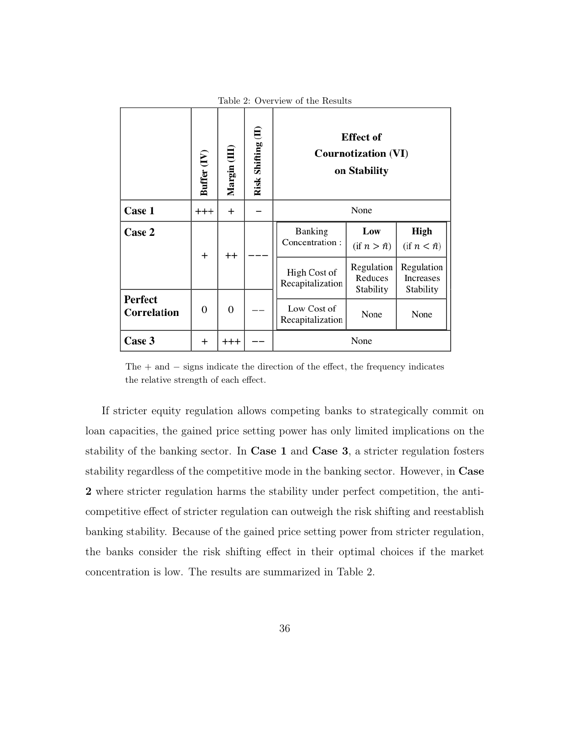Table 2: Overview of the Results

| | Buffer (IV) | Margin (III) | Risk Shifting (II) | Effect of Cournotization (VI) on Stability | | |
|---|---|---|---|---|---|---|
| **Case 1** | +++ | + | − | None | | |
| **Case 2** | + | ++ | −−− | Banking Concentration : | **Low** (if $n > \hat{n}$) | **High** (if $n < \hat{n}$) |
| | | | | High Cost of Recapitalization | Regulation Reduces Stability | Regulation Increases Stability |
| **Perfect Correlation** | 0 | 0 | −− | Low Cost of Recapitalization | None | None |
| **Case 3** | + | +++ | −− | None | | |

The + and − signs indicate the direction of the effect, the frequency indicates the relative strength of each effect.

If stricter equity regulation allows competing banks to strategically commit on loan capacities, the gained price setting power has only limited implications on the stability of the banking sector. In **Case 1** and **Case 3**, a stricter regulation fosters stability regardless of the competitive mode in the banking sector. However, in **Case 2** where stricter regulation harms the stability under perfect competition, the anti-competitive effect of stricter regulation can outweigh the risk shifting and reestablish banking stability. Because of the gained price setting power from stricter regulation, the banks consider the risk shifting effect in their optimal choices if the market concentration is low. The results are summarized in Table 2.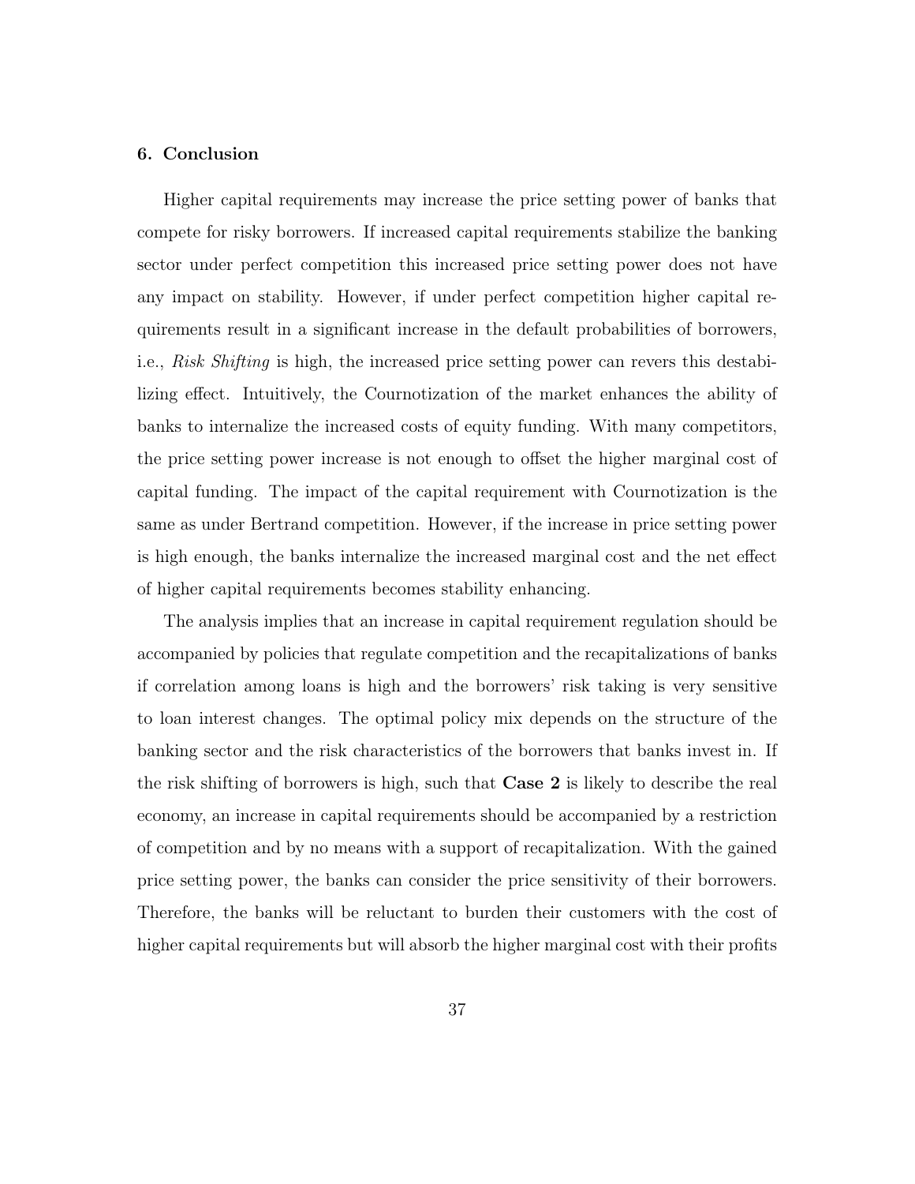## 6. Conclusion

Higher capital requirements may increase the price setting power of banks that compete for risky borrowers. If increased capital requirements stabilize the banking sector under perfect competition this increased price setting power does not have any impact on stability. However, if under perfect competition higher capital requirements result in a significant increase in the default probabilities of borrowers, i.e., *Risk Shifting* is high, the increased price setting power can revers this destabilizing effect. Intuitively, the Cournotization of the market enhances the ability of banks to internalize the increased costs of equity funding. With many competitors, the price setting power increase is not enough to offset the higher marginal cost of capital funding. The impact of the capital requirement with Cournotization is the same as under Bertrand competition. However, if the increase in price setting power is high enough, the banks internalize the increased marginal cost and the net effect of higher capital requirements becomes stability enhancing.

The analysis implies that an increase in capital requirement regulation should be accompanied by policies that regulate competition and the recapitalizations of banks if correlation among loans is high and the borrowers' risk taking is very sensitive to loan interest changes. The optimal policy mix depends on the structure of the banking sector and the risk characteristics of the borrowers that banks invest in. If the risk shifting of borrowers is high, such that **Case 2** is likely to describe the real economy, an increase in capital requirements should be accompanied by a restriction of competition and by no means with a support of recapitalization. With the gained price setting power, the banks can consider the price sensitivity of their borrowers. Therefore, the banks will be reluctant to burden their customers with the cost of higher capital requirements but will absorb the higher marginal cost with their profits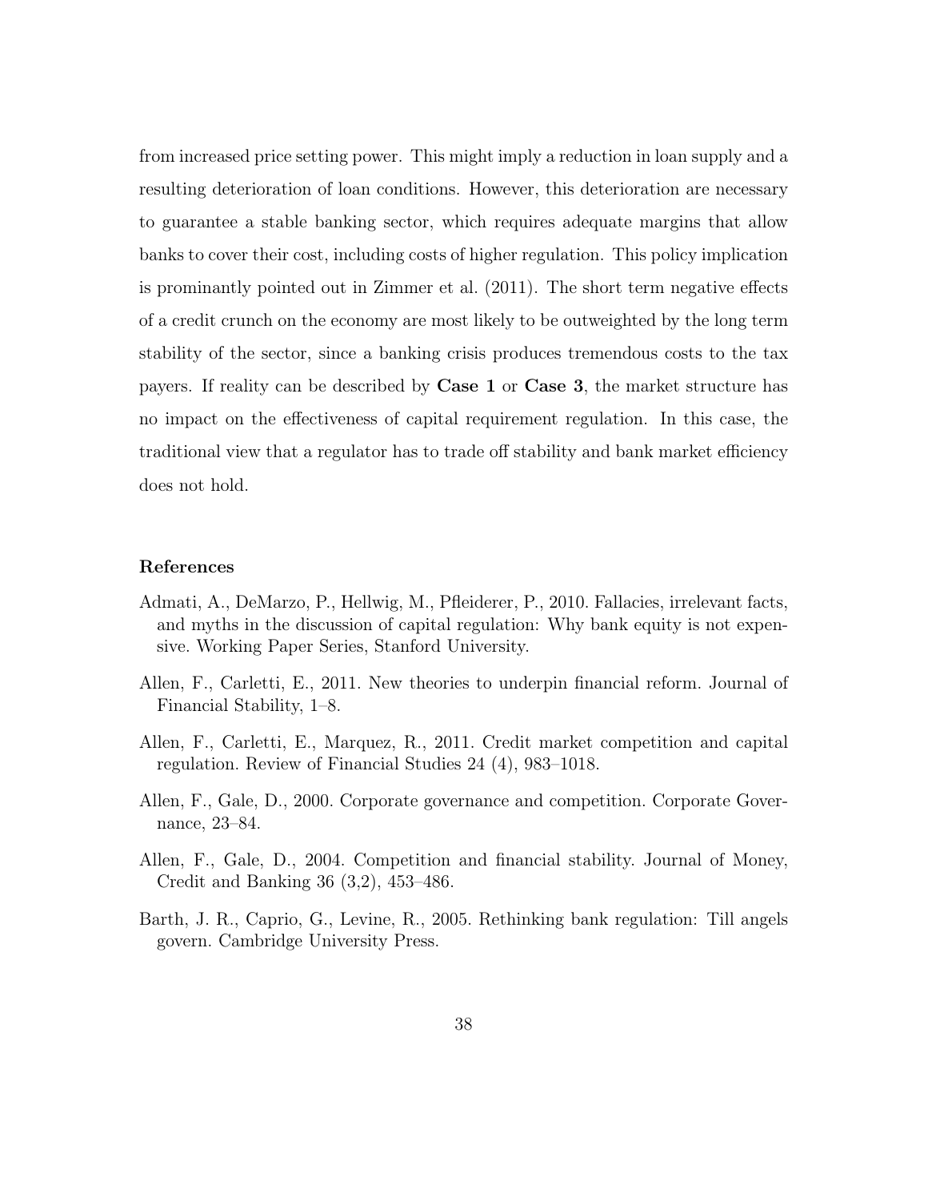from increased price setting power. This might imply a reduction in loan supply and a resulting deterioration of loan conditions. However, this deterioration are necessary to guarantee a stable banking sector, which requires adequate margins that allow banks to cover their cost, including costs of higher regulation. This policy implication is prominantly pointed out in Zimmer et al. (2011). The short term negative effects of a credit crunch on the economy are most likely to be outweighted by the long term stability of the sector, since a banking crisis produces tremendous costs to the tax payers. If reality can be described by **Case 1** or **Case 3**, the market structure has no impact on the effectiveness of capital requirement regulation. In this case, the traditional view that a regulator has to trade off stability and bank market efficiency does not hold.

## References

Admati, A., DeMarzo, P., Hellwig, M., Pfleiderer, P., 2010. Fallacies, irrelevant facts, and myths in the discussion of capital regulation: Why bank equity is not expensive. Working Paper Series, Stanford University.

Allen, F., Carletti, E., 2011. New theories to underpin financial reform. Journal of Financial Stability, 1–8.

Allen, F., Carletti, E., Marquez, R., 2011. Credit market competition and capital regulation. Review of Financial Studies 24 (4), 983–1018.

Allen, F., Gale, D., 2000. Corporate governance and competition. Corporate Governance, 23–84.

Allen, F., Gale, D., 2004. Competition and financial stability. Journal of Money, Credit and Banking 36 (3,2), 453–486.

Barth, J. R., Caprio, G., Levine, R., 2005. Rethinking bank regulation: Till angels govern. Cambridge University Press.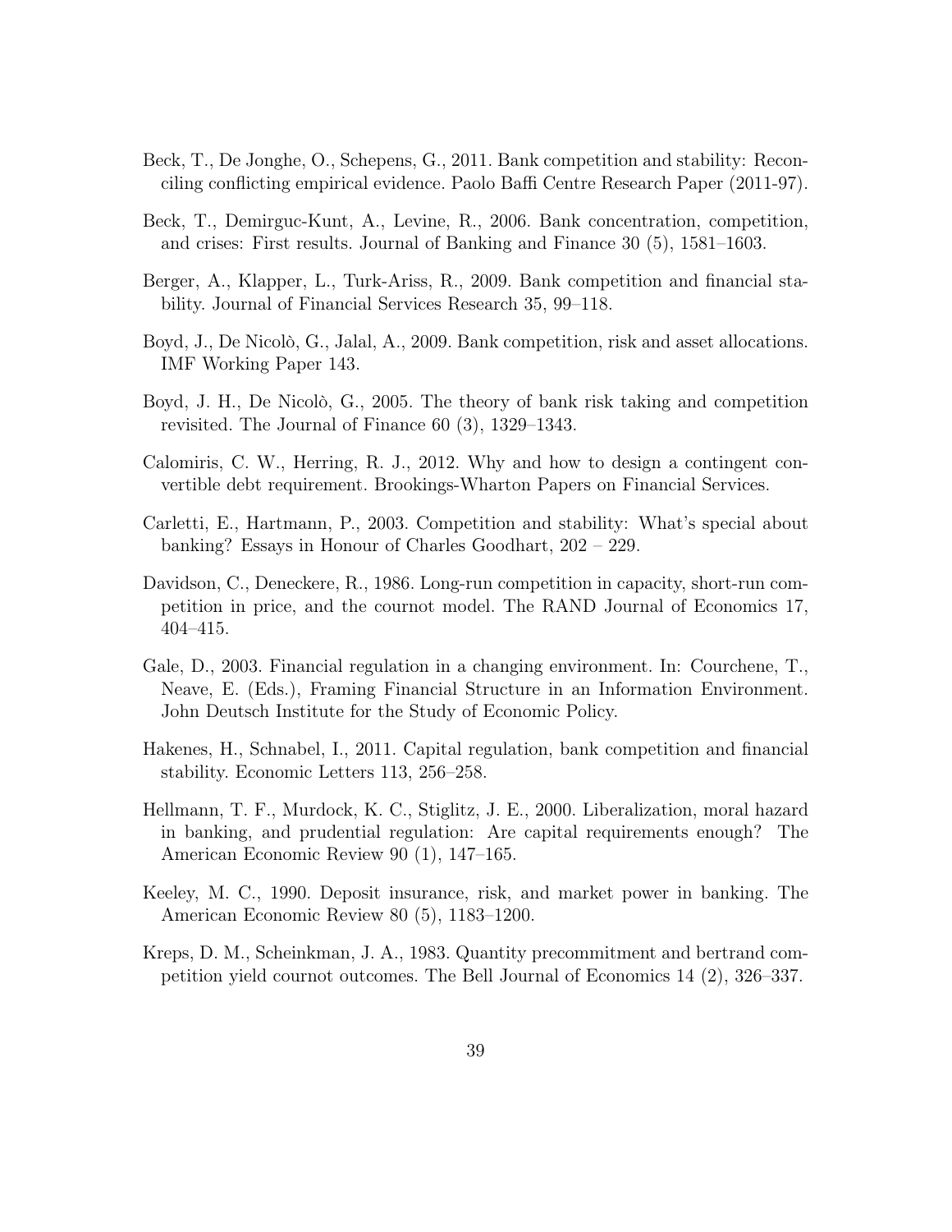Beck, T., De Jonghe, O., Schepens, G., 2011. Bank competition and stability: Reconciling conflicting empirical evidence. Paolo Baffi Centre Research Paper (2011-97).

Beck, T., Demirguc-Kunt, A., Levine, R., 2006. Bank concentration, competition, and crises: First results. Journal of Banking and Finance 30 (5), 1581–1603.

Berger, A., Klapper, L., Turk-Ariss, R., 2009. Bank competition and financial stability. Journal of Financial Services Research 35, 99–118.

Boyd, J., De Nicolò, G., Jalal, A., 2009. Bank competition, risk and asset allocations. IMF Working Paper 143.

Boyd, J. H., De Nicolò, G., 2005. The theory of bank risk taking and competition revisited. The Journal of Finance 60 (3), 1329–1343.

Calomiris, C. W., Herring, R. J., 2012. Why and how to design a contingent convertible debt requirement. Brookings-Wharton Papers on Financial Services.

Carletti, E., Hartmann, P., 2003. Competition and stability: What's special about banking? Essays in Honour of Charles Goodhart, 202 – 229.

Davidson, C., Deneckere, R., 1986. Long-run competition in capacity, short-run competition in price, and the cournot model. The RAND Journal of Economics 17, 404–415.

Gale, D., 2003. Financial regulation in a changing environment. In: Courchene, T., Neave, E. (Eds.), Framing Financial Structure in an Information Environment. John Deutsch Institute for the Study of Economic Policy.

Hakenes, H., Schnabel, I., 2011. Capital regulation, bank competition and financial stability. Economic Letters 113, 256–258.

Hellmann, T. F., Murdock, K. C., Stiglitz, J. E., 2000. Liberalization, moral hazard in banking, and prudential regulation: Are capital requirements enough? The American Economic Review 90 (1), 147–165.

Keeley, M. C., 1990. Deposit insurance, risk, and market power in banking. The American Economic Review 80 (5), 1183–1200.

Kreps, D. M., Scheinkman, J. A., 1983. Quantity precommitment and bertrand competition yield cournot outcomes. The Bell Journal of Economics 14 (2), 326–337.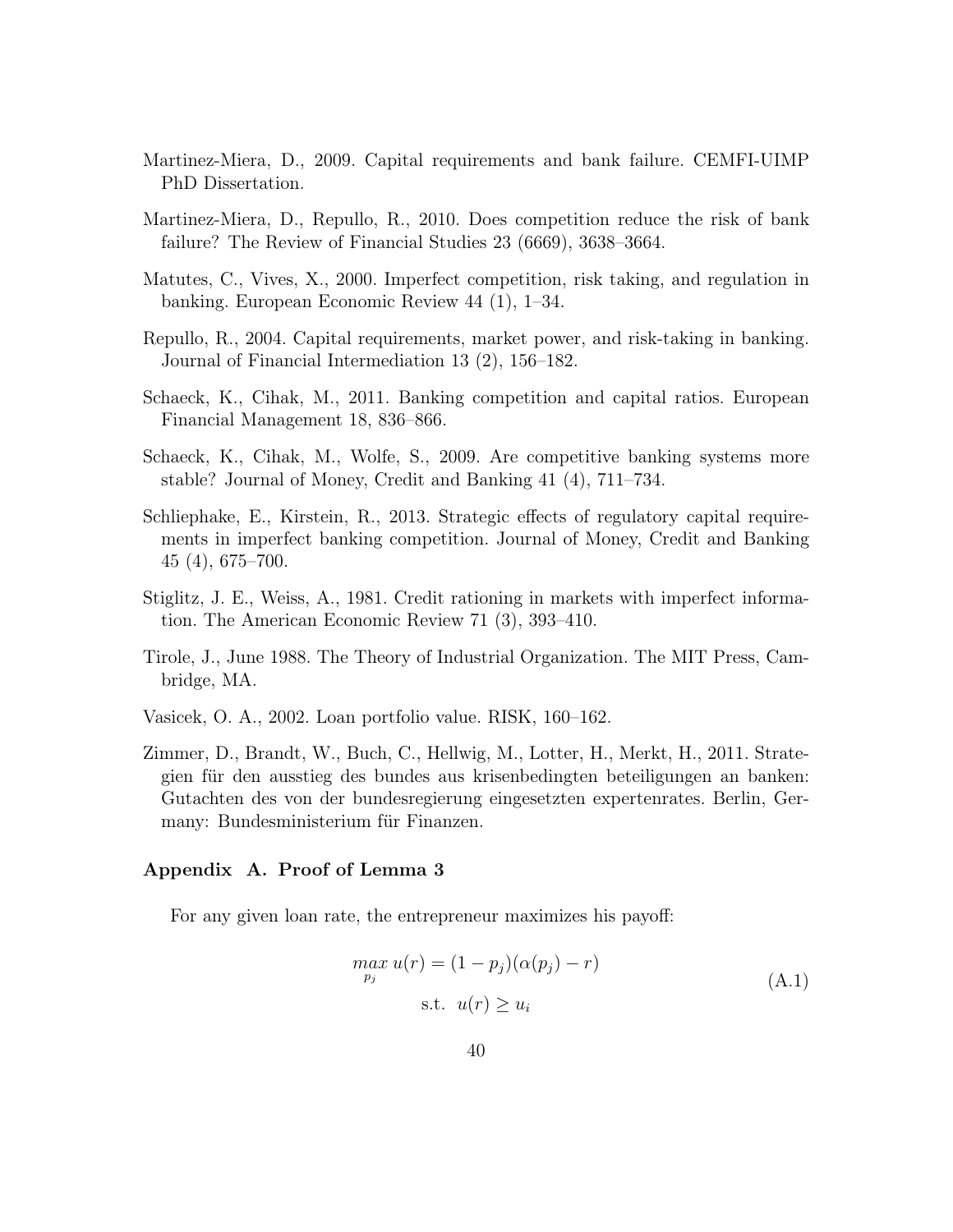Martinez-Miera, D., 2009. Capital requirements and bank failure. CEMFI-UIMP PhD Dissertation.

Martinez-Miera, D., Repullo, R., 2010. Does competition reduce the risk of bank failure? The Review of Financial Studies 23 (6669), 3638–3664.

Matutes, C., Vives, X., 2000. Imperfect competition, risk taking, and regulation in banking. European Economic Review 44 (1), 1–34.

Repullo, R., 2004. Capital requirements, market power, and risk-taking in banking. Journal of Financial Intermediation 13 (2), 156–182.

Schaeck, K., Cihak, M., 2011. Banking competition and capital ratios. European Financial Management 18, 836–866.

Schaeck, K., Cihak, M., Wolfe, S., 2009. Are competitive banking systems more stable? Journal of Money, Credit and Banking 41 (4), 711–734.

Schliephake, E., Kirstein, R., 2013. Strategic effects of regulatory capital requirements in imperfect banking competition. Journal of Money, Credit and Banking 45 (4), 675–700.

Stiglitz, J. E., Weiss, A., 1981. Credit rationing in markets with imperfect information. The American Economic Review 71 (3), 393–410.

Tirole, J., June 1988. The Theory of Industrial Organization. The MIT Press, Cambridge, MA.

Vasicek, O. A., 2002. Loan portfolio value. RISK, 160–162.

Zimmer, D., Brandt, W., Buch, C., Hellwig, M., Lotter, H., Merkt, H., 2011. Strategien für den ausstieg des bundes aus krisenbedingten beteiligungen an banken: Gutachten des von der bundesregierung eingesetzten expertenrates. Berlin, Germany: Bundesministerium für Finanzen.

## Appendix A. Proof of Lemma 3

For any given loan rate, the entrepreneur maximizes his payoff:

$$\begin{aligned} \max_{p_j} u(r) &= (1 - p_j)(\alpha(p_j) - r) \\ \text{s.t. } & u(r) \geq u_i \end{aligned} \tag{A.1}$$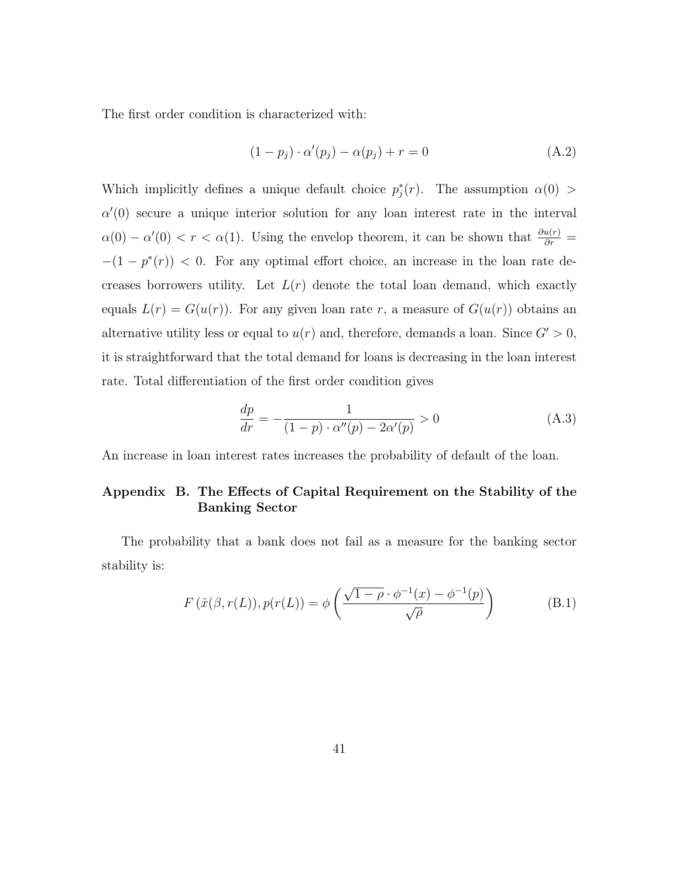The first order condition is characterized with:

$$(1 - p_j) \cdot \alpha'(p_j) - \alpha(p_j) + r = 0 \tag{A.2}$$

Which implicitly defines a unique default choice $p_j^*(r)$. The assumption $\alpha(0) > \alpha'(0)$ secure a unique interior solution for any loan interest rate in the interval $\alpha(0) - \alpha'(0) < r < \alpha(1)$. Using the envelop theorem, it can be shown that $\frac{\partial u(r)}{\partial r} = -(1 - p^*(r)) < 0$. For any optimal effort choice, an increase in the loan rate decreases borrowers utility. Let $L(r)$ denote the total loan demand, which exactly equals $L(r) = G(u(r))$. For any given loan rate $r$, a measure of $G(u(r))$ obtains an alternative utility less or equal to $u(r)$ and, therefore, demands a loan. Since $G' > 0$, it is straightforward that the total demand for loans is decreasing in the loan interest rate. Total differentiation of the first order condition gives

$$\frac{dp}{dr} = -\frac{1}{(1 - p) \cdot \alpha''(p) - 2\alpha'(p)} > 0 \tag{A.3}$$

An increase in loan interest rates increases the probability of default of the loan.

## Appendix B. The Effects of Capital Requirement on the Stability of the Banking Sector

The probability that a bank does not fail as a measure for the banking sector stability is:

$$F\left(\hat{x}(\beta, r(L)), p(r(L)\right) = \phi\left(\frac{\sqrt{1 - \rho} \cdot \phi^{-1}(x) - \phi^{-1}(p)}{\sqrt{\rho}}\right) \tag{B.1}$$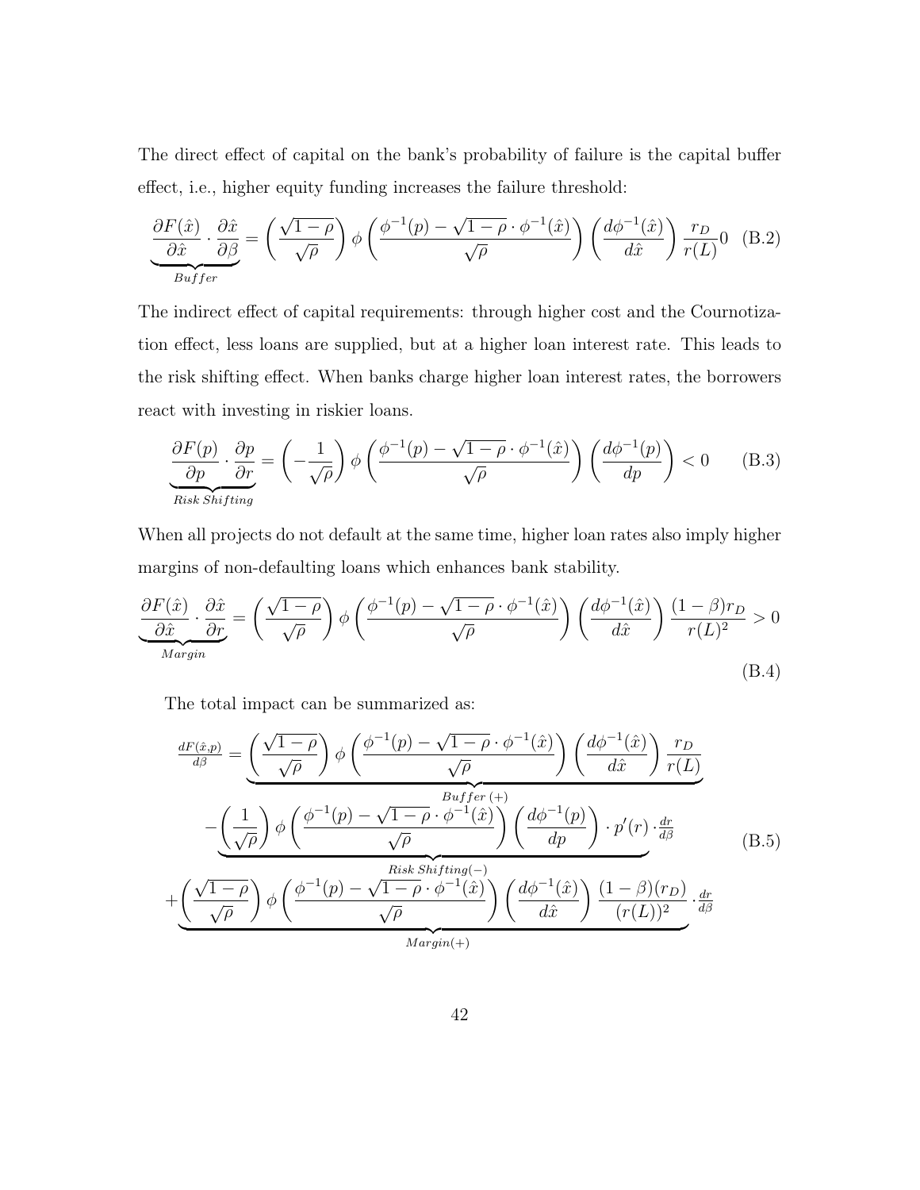The direct effect of capital on the bank's probability of failure is the capital buffer effect, i.e., higher equity funding increases the failure threshold:

$$\underbrace{\frac{\partial F(\hat{x})}{\partial \hat{x}} \cdot \frac{\partial \hat{x}}{\partial \beta}}_{Buffer} = \left(\frac{\sqrt{1-\rho}}{\sqrt{\rho}}\right) \phi\left(\frac{\phi^{-1}(p) - \sqrt{1-\rho}\cdot\phi^{-1}(\hat{x})}{\sqrt{\rho}}\right)\left(\frac{d\phi^{-1}(\hat{x})}{d\hat{x}}\right)\frac{r_D}{r(L)}0 \quad \text{(B.2)}$$

The indirect effect of capital requirements: through higher cost and the Cournotization effect, less loans are supplied, but at a higher loan interest rate. This leads to the risk shifting effect. When banks charge higher loan interest rates, the borrowers react with investing in riskier loans.

$$\underbrace{\frac{\partial F(p)}{\partial p} \cdot \frac{\partial p}{\partial r}}_{Risk\,Shifting} = \left(-\frac{1}{\sqrt{\rho}}\right) \phi\left(\frac{\phi^{-1}(p) - \sqrt{1-\rho}\cdot\phi^{-1}(\hat{x})}{\sqrt{\rho}}\right)\left(\frac{d\phi^{-1}(p)}{dp}\right) < 0 \quad \text{(B.3)}$$

When all projects do not default at the same time, higher loan rates also imply higher margins of non-defaulting loans which enhances bank stability.

$$\underbrace{\frac{\partial F(\hat{x})}{\partial \hat{x}} \cdot \frac{\partial \hat{x}}{\partial r}}_{Margin} = \left(\frac{\sqrt{1-\rho}}{\sqrt{\rho}}\right) \phi\left(\frac{\phi^{-1}(p) - \sqrt{1-\rho}\cdot\phi^{-1}(\hat{x})}{\sqrt{\rho}}\right)\left(\frac{d\phi^{-1}(\hat{x})}{d\hat{x}}\right)\frac{(1-\beta)r_D}{r(L)^2} > 0 \quad \text{(B.4)}$$

The total impact can be summarized as:

$$\begin{aligned}
\frac{dF(\hat{x},p)}{d\beta} = & \underbrace{\left(\frac{\sqrt{1-\rho}}{\sqrt{\rho}}\right) \phi\left(\frac{\phi^{-1}(p) - \sqrt{1-\rho}\cdot\phi^{-1}(\hat{x})}{\sqrt{\rho}}\right)\left(\frac{d\phi^{-1}(\hat{x})}{d\hat{x}}\right)\frac{r_D}{r(L)}}_{Buffer\,(+)} \\
& - \underbrace{\left(\frac{1}{\sqrt{\rho}}\right) \phi\left(\frac{\phi^{-1}(p) - \sqrt{1-\rho}\cdot\phi^{-1}(\hat{x})}{\sqrt{\rho}}\right)\left(\frac{d\phi^{-1}(p)}{dp}\right)\cdot p'(r)}_{Risk\,Shifting(-)} \cdot \frac{dr}{d\beta} \\
& + \underbrace{\left(\frac{\sqrt{1-\rho}}{\sqrt{\rho}}\right) \phi\left(\frac{\phi^{-1}(p) - \sqrt{1-\rho}\cdot\phi^{-1}(\hat{x})}{\sqrt{\rho}}\right)\left(\frac{d\phi^{-1}(\hat{x})}{d\hat{x}}\right)\frac{(1-\beta)(r_D)}{(r(L))^2}}_{Margin(+)} \cdot \frac{dr}{d\beta}
\end{aligned} \quad \text{(B.5)}$$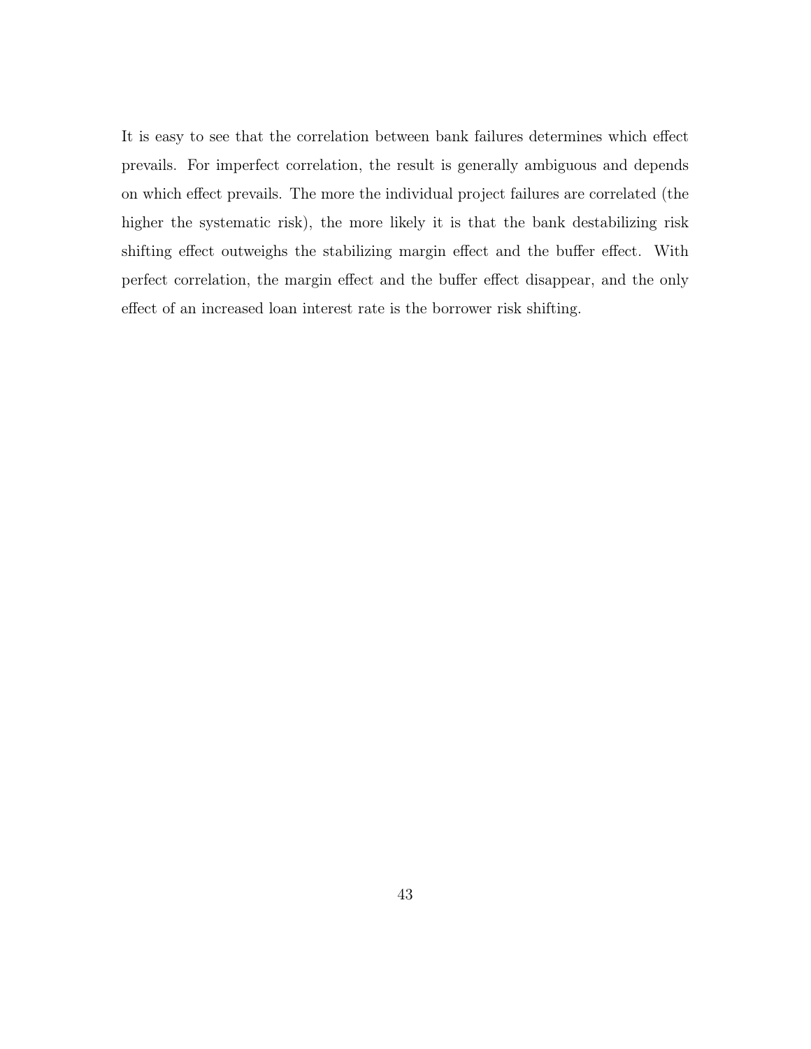It is easy to see that the correlation between bank failures determines which effect prevails. For imperfect correlation, the result is generally ambiguous and depends on which effect prevails. The more the individual project failures are correlated (the higher the systematic risk), the more likely it is that the bank destabilizing risk shifting effect outweighs the stabilizing margin effect and the buffer effect. With perfect correlation, the margin effect and the buffer effect disappear, and the only effect of an increased loan interest rate is the borrower risk shifting.